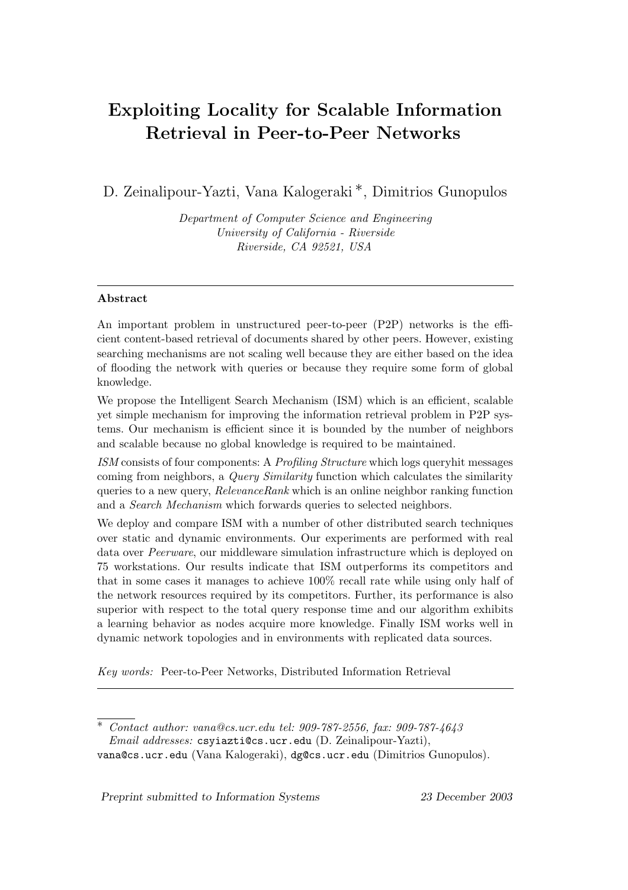# Exploiting Locality for Scalable Information Retrieval in Peer-to-Peer Networks

D. Zeinalipour-Yazti, Vana Kalogeraki *, Dimitrios Gunopulos

*Department of Computer Science and Engineering*
*University of California - Riverside*
*Riverside, CA 92521, USA*

---

**Abstract**

An important problem in unstructured peer-to-peer (P2P) networks is the efficient content-based retrieval of documents shared by other peers. However, existing searching mechanisms are not scaling well because they are either based on the idea of flooding the network with queries or because they require some form of global knowledge.

We propose the Intelligent Search Mechanism (ISM) which is an efficient, scalable yet simple mechanism for improving the information retrieval problem in P2P systems. Our mechanism is efficient since it is bounded by the number of neighbors and scalable because no global knowledge is required to be maintained.

*ISM* consists of four components: A *Profiling Structure* which logs queryhit messages coming from neighbors, a *Query Similarity* function which calculates the similarity queries to a new query, *RelevanceRank* which is an online neighbor ranking function and a *Search Mechanism* which forwards queries to selected neighbors.

We deploy and compare ISM with a number of other distributed search techniques over static and dynamic environments. Our experiments are performed with real data over *Peerware*, our middleware simulation infrastructure which is deployed on 75 workstations. Our results indicate that ISM outperforms its competitors and that in some cases it manages to achieve 100% recall rate while using only half of the network resources required by its competitors. Further, its performance is also superior with respect to the total query response time and our algorithm exhibits a learning behavior as nodes acquire more knowledge. Finally ISM works well in dynamic network topologies and in environments with replicated data sources.

*Key words:* Peer-to-Peer Networks, Distributed Information Retrieval

---

\* *Contact author: vana@cs.ucr.edu tel: 909-787-2556, fax: 909-787-4643*
*Email addresses:* csyiazti@cs.ucr.edu (D. Zeinalipour-Yazti), vana@cs.ucr.edu (Vana Kalogeraki), dg@cs.ucr.edu (Dimitrios Gunopulos).

*Preprint submitted to Information Systems* — *23 December 2003*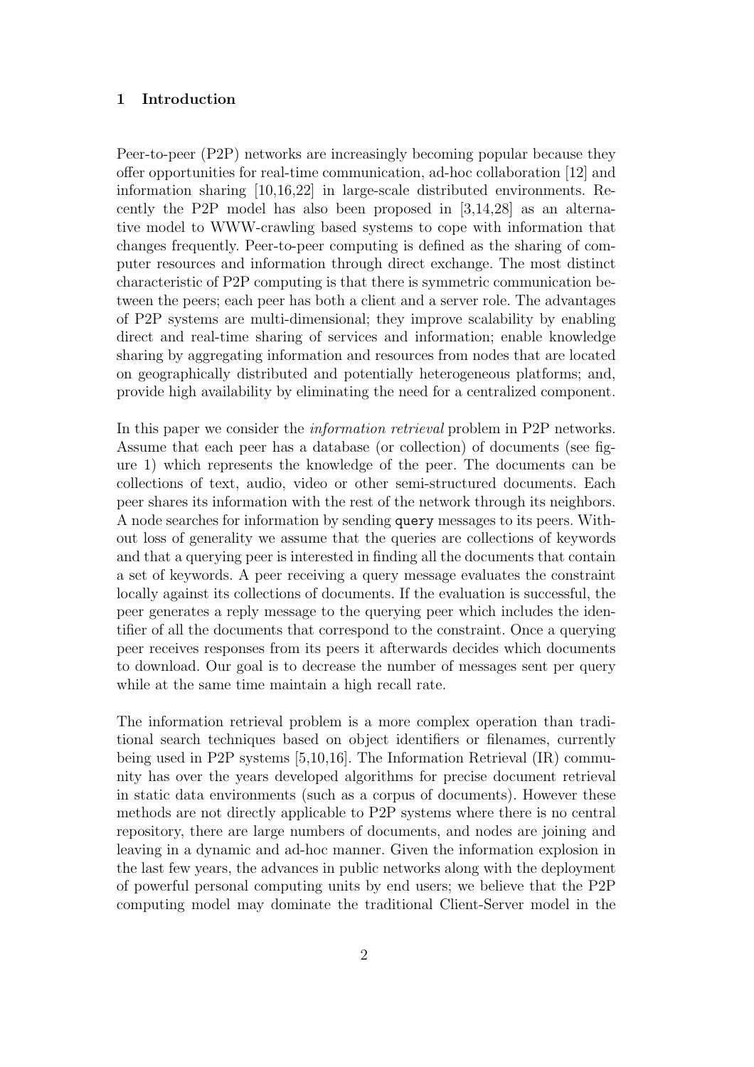## 1 Introduction

Peer-to-peer (P2P) networks are increasingly becoming popular because they offer opportunities for real-time communication, ad-hoc collaboration [12] and information sharing [10,16,22] in large-scale distributed environments. Recently the P2P model has also been proposed in [3,14,28] as an alternative model to WWW-crawling based systems to cope with information that changes frequently. Peer-to-peer computing is defined as the sharing of computer resources and information through direct exchange. The most distinct characteristic of P2P computing is that there is symmetric communication between the peers; each peer has both a client and a server role. The advantages of P2P systems are multi-dimensional; they improve scalability by enabling direct and real-time sharing of services and information; enable knowledge sharing by aggregating information and resources from nodes that are located on geographically distributed and potentially heterogeneous platforms; and, provide high availability by eliminating the need for a centralized component.

In this paper we consider the *information retrieval* problem in P2P networks. Assume that each peer has a database (or collection) of documents (see figure 1) which represents the knowledge of the peer. The documents can be collections of text, audio, video or other semi-structured documents. Each peer shares its information with the rest of the network through its neighbors. A node searches for information by sending `query` messages to its peers. Without loss of generality we assume that the queries are collections of keywords and that a querying peer is interested in finding all the documents that contain a set of keywords. A peer receiving a query message evaluates the constraint locally against its collections of documents. If the evaluation is successful, the peer generates a reply message to the querying peer which includes the identifier of all the documents that correspond to the constraint. Once a querying peer receives responses from its peers it afterwards decides which documents to download. Our goal is to decrease the number of messages sent per query while at the same time maintain a high recall rate.

The information retrieval problem is a more complex operation than traditional search techniques based on object identifiers or filenames, currently being used in P2P systems [5,10,16]. The Information Retrieval (IR) community has over the years developed algorithms for precise document retrieval in static data environments (such as a corpus of documents). However these methods are not directly applicable to P2P systems where there is no central repository, there are large numbers of documents, and nodes are joining and leaving in a dynamic and ad-hoc manner. Given the information explosion in the last few years, the advances in public networks along with the deployment of powerful personal computing units by end users; we believe that the P2P computing model may dominate the traditional Client-Server model in the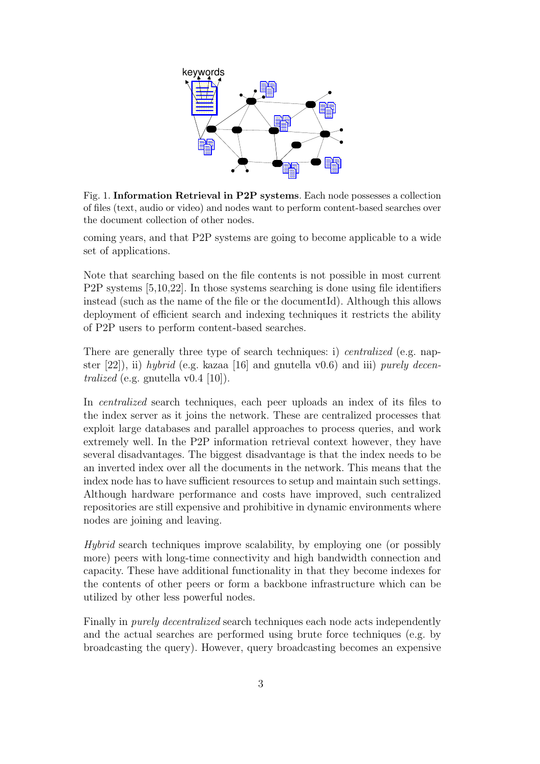Fig. 1. **Information Retrieval in P2P systems**. Each node possesses a collection of files (text, audio or video) and nodes want to perform content-based searches over the document collection of other nodes.

coming years, and that P2P systems are going to become applicable to a wide set of applications.

Note that searching based on the file contents is not possible in most current P2P systems [5,10,22]. In those systems searching is done using file identifiers instead (such as the name of the file or the documentId). Although this allows deployment of efficient search and indexing techniques it restricts the ability of P2P users to perform content-based searches.

There are generally three type of search techniques: i) *centralized* (e.g. napster [22]), ii) *hybrid* (e.g. kazaa [16] and gnutella v0.6) and iii) *purely decentralized* (e.g. gnutella v0.4 [10]).

In *centralized* search techniques, each peer uploads an index of its files to the index server as it joins the network. These are centralized processes that exploit large databases and parallel approaches to process queries, and work extremely well. In the P2P information retrieval context however, they have several disadvantages. The biggest disadvantage is that the index needs to be an inverted index over all the documents in the network. This means that the index node has to have sufficient resources to setup and maintain such settings. Although hardware performance and costs have improved, such centralized repositories are still expensive and prohibitive in dynamic environments where nodes are joining and leaving.

*Hybrid* search techniques improve scalability, by employing one (or possibly more) peers with long-time connectivity and high bandwidth connection and capacity. These have additional functionality in that they become indexes for the contents of other peers or form a backbone infrastructure which can be utilized by other less powerful nodes.

Finally in *purely decentralized* search techniques each node acts independently and the actual searches are performed using brute force techniques (e.g. by broadcasting the query). However, query broadcasting becomes an expensive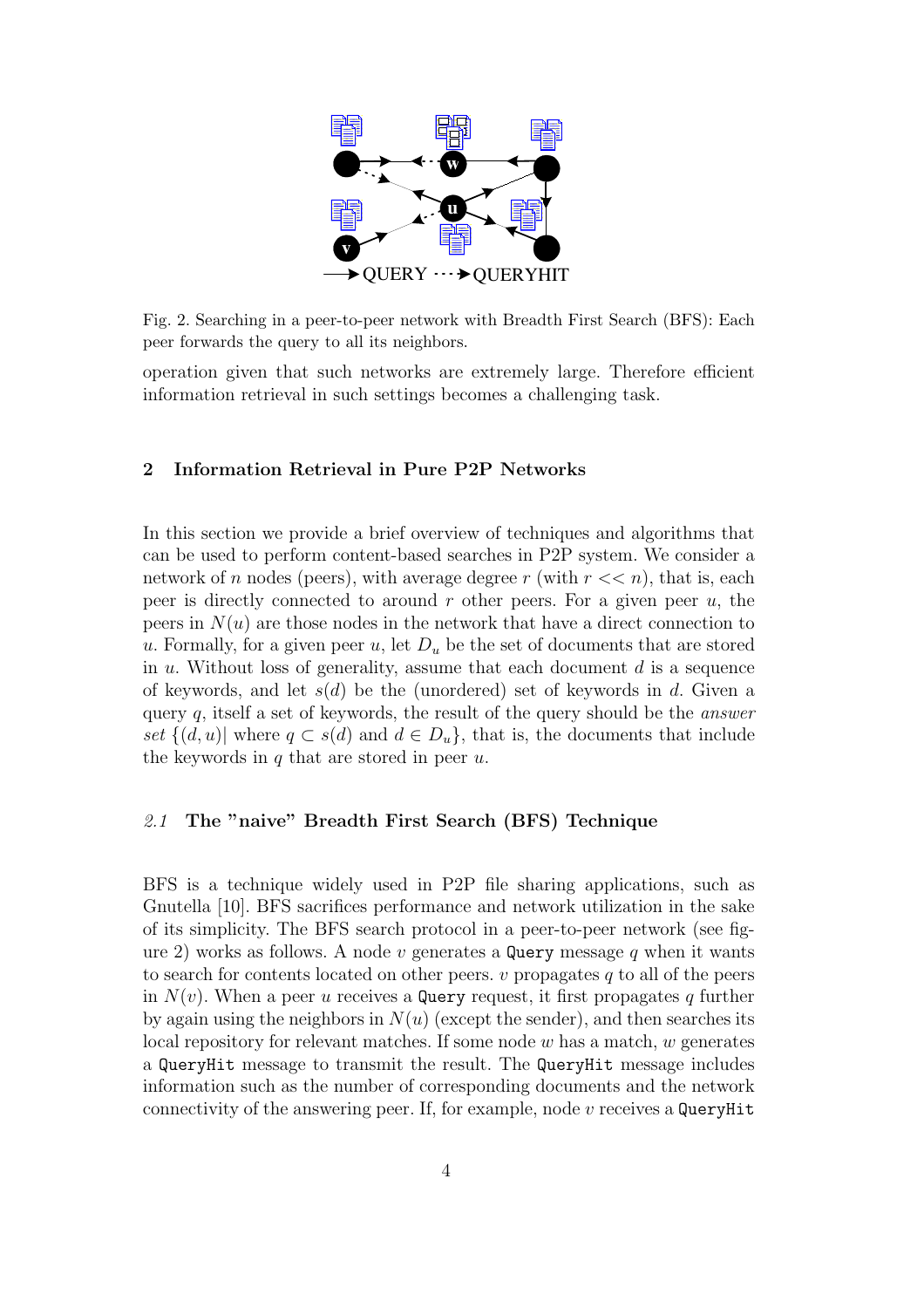Fig. 2. Searching in a peer-to-peer network with Breadth First Search (BFS): Each peer forwards the query to all its neighbors.

operation given that such networks are extremely large. Therefore efficient information retrieval in such settings becomes a challenging task.

## 2 Information Retrieval in Pure P2P Networks

In this section we provide a brief overview of techniques and algorithms that can be used to perform content-based searches in P2P system. We consider a network of $n$ nodes (peers), with average degree $r$ (with $r << n$), that is, each peer is directly connected to around $r$ other peers. For a given peer $u$, the peers in $N(u)$ are those nodes in the network that have a direct connection to $u$. Formally, for a given peer $u$, let $D_u$ be the set of documents that are stored in $u$. Without loss of generality, assume that each document $d$ is a sequence of keywords, and let $s(d)$ be the (unordered) set of keywords in $d$. Given a query $q$, itself a set of keywords, the result of the query should be the *answer set* $\{(d, u)|$ where $q \subset s(d)$ and $d \in D_u\}$, that is, the documents that include the keywords in $q$ that are stored in peer $u$.

### *2.1* The "naive" Breadth First Search (BFS) Technique

BFS is a technique widely used in P2P file sharing applications, such as Gnutella [10]. BFS sacrifices performance and network utilization in the sake of its simplicity. The BFS search protocol in a peer-to-peer network (see figure 2) works as follows. A node $v$ generates a `Query` message $q$ when it wants to search for contents located on other peers. $v$ propagates $q$ to all of the peers in $N(v)$. When a peer $u$ receives a `Query` request, it first propagates $q$ further by again using the neighbors in $N(u)$ (except the sender), and then searches its local repository for relevant matches. If some node $w$ has a match, $w$ generates a `QueryHit` message to transmit the result. The `QueryHit` message includes information such as the number of corresponding documents and the network connectivity of the answering peer. If, for example, node $v$ receives a `QueryHit`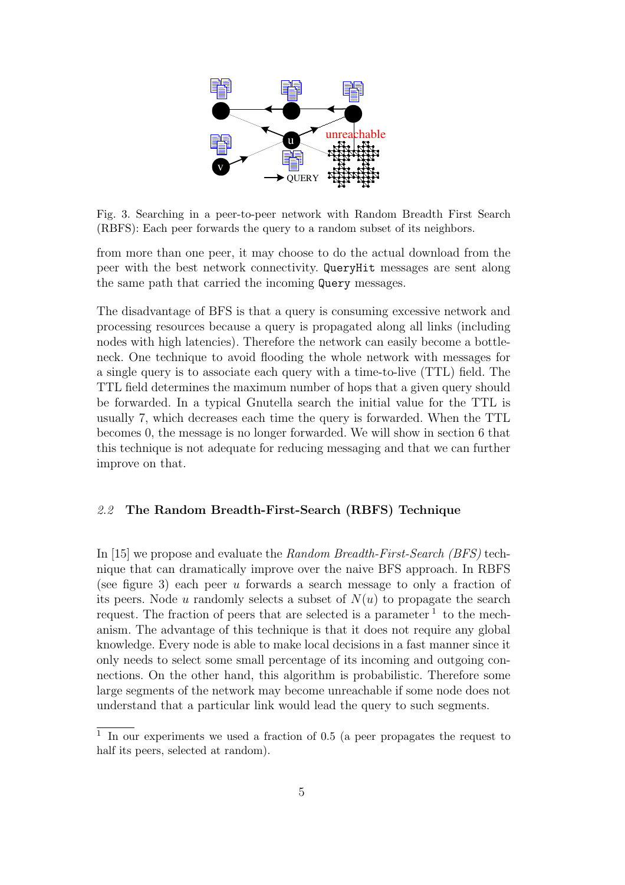Fig. 3. Searching in a peer-to-peer network with Random Breadth First Search (RBFS): Each peer forwards the query to a random subset of its neighbors.

from more than one peer, it may choose to do the actual download from the peer with the best network connectivity. `QueryHit` messages are sent along the same path that carried the incoming `Query` messages.

The disadvantage of BFS is that a query is consuming excessive network and processing resources because a query is propagated along all links (including nodes with high latencies). Therefore the network can easily become a bottleneck. One technique to avoid flooding the whole network with messages for a single query is to associate each query with a time-to-live (TTL) field. The TTL field determines the maximum number of hops that a given query should be forwarded. In a typical Gnutella search the initial value for the TTL is usually 7, which decreases each time the query is forwarded. When the TTL becomes 0, the message is no longer forwarded. We will show in section 6 that this technique is not adequate for reducing messaging and that we can further improve on that.

### *2.2* The Random Breadth-First-Search (RBFS) Technique

In [15] we propose and evaluate the *Random Breadth-First-Search (BFS)* technique that can dramatically improve over the naive BFS approach. In RBFS (see figure 3) each peer $u$ forwards a search message to only a fraction of its peers. Node $u$ randomly selects a subset of $N(u)$ to propagate the search request. The fraction of peers that are selected is a parameter [1] to the mechanism. The advantage of this technique is that it does not require any global knowledge. Every node is able to make local decisions in a fast manner since it only needs to select some small percentage of its incoming and outgoing connections. On the other hand, this algorithm is probabilistic. Therefore some large segments of the network may become unreachable if some node does not understand that a particular link would lead the query to such segments.

[1] In our experiments we used a fraction of 0.5 (a peer propagates the request to half its peers, selected at random).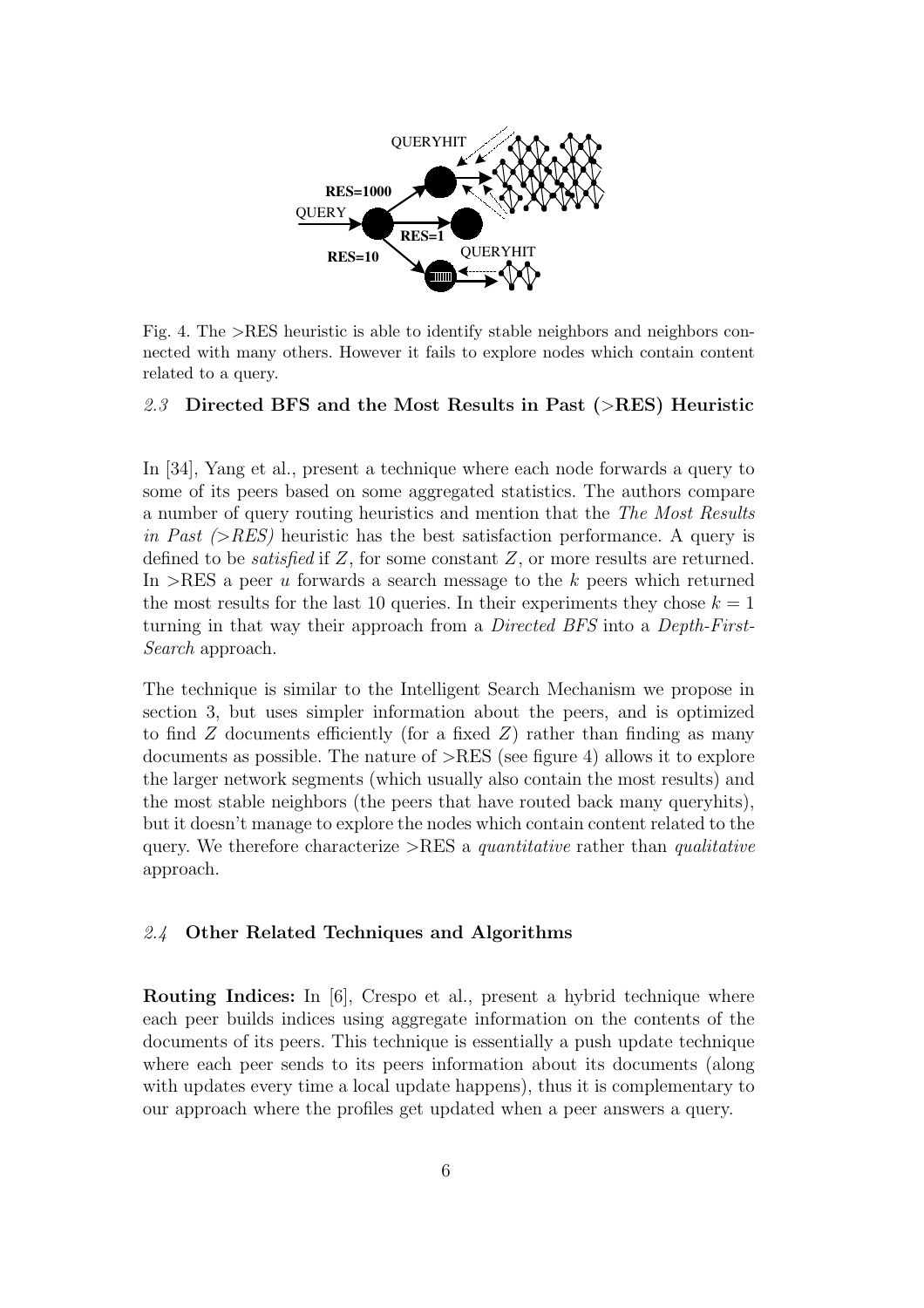Fig. 4. The >RES heuristic is able to identify stable neighbors and neighbors connected with many others. However it fails to explore nodes which contain content related to a query.

### 2.3 Directed BFS and the Most Results in Past (>RES) Heuristic

In [34], Yang et al., present a technique where each node forwards a query to some of its peers based on some aggregated statistics. The authors compare a number of query routing heuristics and mention that the *The Most Results in Past (>RES)* heuristic has the best satisfaction performance. A query is defined to be *satisfied* if $Z$, for some constant $Z$, or more results are returned. In >RES a peer $u$ forwards a search message to the $k$ peers which returned the most results for the last 10 queries. In their experiments they chose $k = 1$ turning in that way their approach from a *Directed BFS* into a *Depth-First-Search* approach.

The technique is similar to the Intelligent Search Mechanism we propose in section 3, but uses simpler information about the peers, and is optimized to find $Z$ documents efficiently (for a fixed $Z$) rather than finding as many documents as possible. The nature of >RES (see figure 4) allows it to explore the larger network segments (which usually also contain the most results) and the most stable neighbors (the peers that have routed back many queryhits), but it doesn't manage to explore the nodes which contain content related to the query. We therefore characterize >RES a *quantitative* rather than *qualitative* approach.

### 2.4 Other Related Techniques and Algorithms

**Routing Indices:** In [6], Crespo et al., present a hybrid technique where each peer builds indices using aggregate information on the contents of the documents of its peers. This technique is essentially a push update technique where each peer sends to its peers information about its documents (along with updates every time a local update happens), thus it is complementary to our approach where the profiles get updated when a peer answers a query.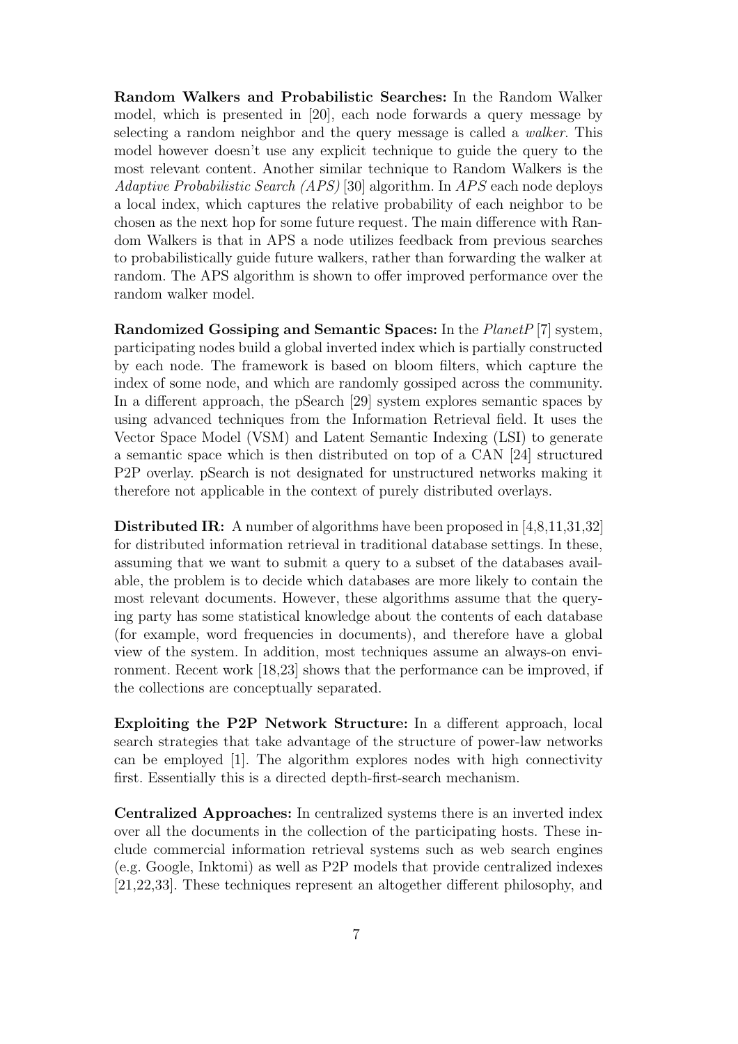**Random Walkers and Probabilistic Searches:** In the Random Walker model, which is presented in [20], each node forwards a query message by selecting a random neighbor and the query message is called a *walker*. This model however doesn't use any explicit technique to guide the query to the most relevant content. Another similar technique to Random Walkers is the *Adaptive Probabilistic Search (APS)* [30] algorithm. In *APS* each node deploys a local index, which captures the relative probability of each neighbor to be chosen as the next hop for some future request. The main difference with Random Walkers is that in APS a node utilizes feedback from previous searches to probabilistically guide future walkers, rather than forwarding the walker at random. The APS algorithm is shown to offer improved performance over the random walker model.

**Randomized Gossiping and Semantic Spaces:** In the *PlanetP* [7] system, participating nodes build a global inverted index which is partially constructed by each node. The framework is based on bloom filters, which capture the index of some node, and which are randomly gossiped across the community. In a different approach, the pSearch [29] system explores semantic spaces by using advanced techniques from the Information Retrieval field. It uses the Vector Space Model (VSM) and Latent Semantic Indexing (LSI) to generate a semantic space which is then distributed on top of a CAN [24] structured P2P overlay. pSearch is not designated for unstructured networks making it therefore not applicable in the context of purely distributed overlays.

**Distributed IR:** A number of algorithms have been proposed in [4,8,11,31,32] for distributed information retrieval in traditional database settings. In these, assuming that we want to submit a query to a subset of the databases available, the problem is to decide which databases are more likely to contain the most relevant documents. However, these algorithms assume that the querying party has some statistical knowledge about the contents of each database (for example, word frequencies in documents), and therefore have a global view of the system. In addition, most techniques assume an always-on environment. Recent work [18,23] shows that the performance can be improved, if the collections are conceptually separated.

**Exploiting the P2P Network Structure:** In a different approach, local search strategies that take advantage of the structure of power-law networks can be employed [1]. The algorithm explores nodes with high connectivity first. Essentially this is a directed depth-first-search mechanism.

**Centralized Approaches:** In centralized systems there is an inverted index over all the documents in the collection of the participating hosts. These include commercial information retrieval systems such as web search engines (e.g. Google, Inktomi) as well as P2P models that provide centralized indexes [21,22,33]. These techniques represent an altogether different philosophy, and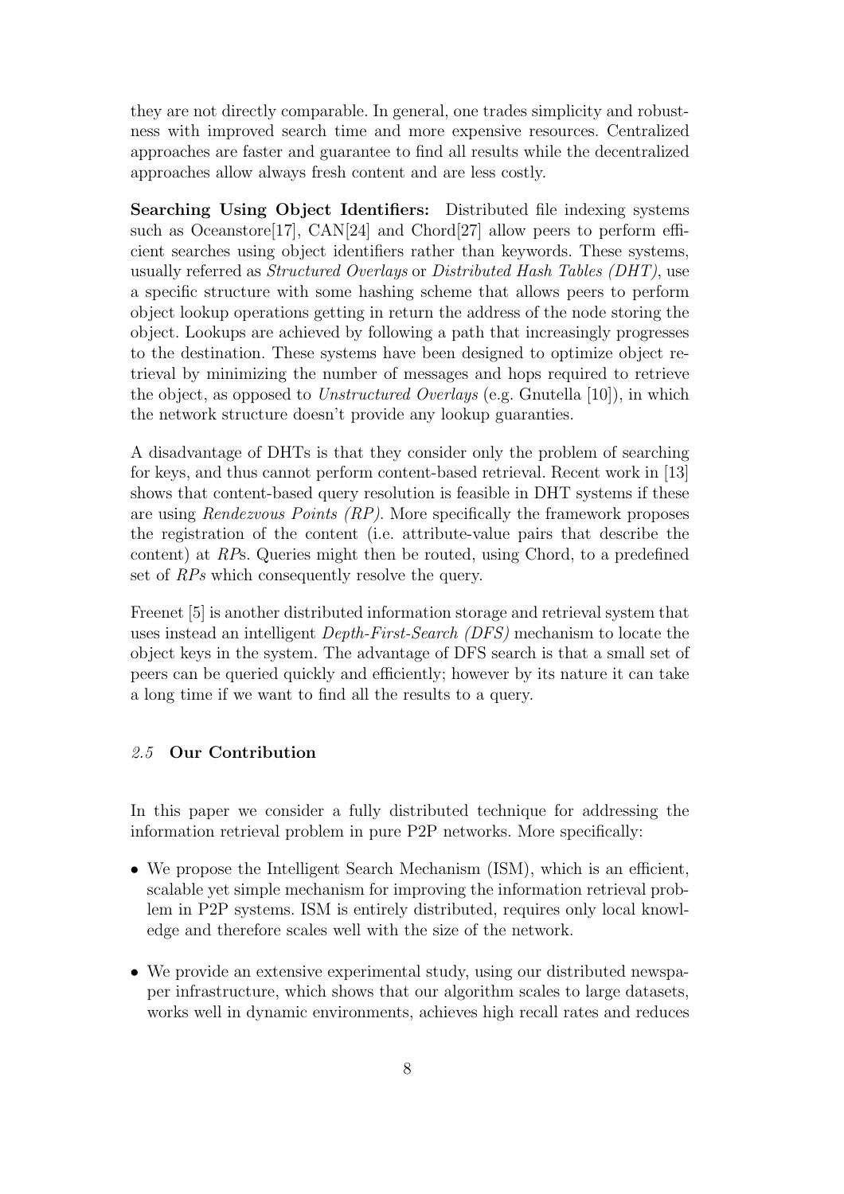they are not directly comparable. In general, one trades simplicity and robustness with improved search time and more expensive resources. Centralized approaches are faster and guarantee to find all results while the decentralized approaches allow always fresh content and are less costly.

**Searching Using Object Identifiers:** Distributed file indexing systems such as Oceanstore[17], CAN[24] and Chord[27] allow peers to perform efficient searches using object identifiers rather than keywords. These systems, usually referred as *Structured Overlays* or *Distributed Hash Tables (DHT)*, use a specific structure with some hashing scheme that allows peers to perform object lookup operations getting in return the address of the node storing the object. Lookups are achieved by following a path that increasingly progresses to the destination. These systems have been designed to optimize object retrieval by minimizing the number of messages and hops required to retrieve the object, as opposed to *Unstructured Overlays* (e.g. Gnutella [10]), in which the network structure doesn't provide any lookup guaranties.

A disadvantage of DHTs is that they consider only the problem of searching for keys, and thus cannot perform content-based retrieval. Recent work in [13] shows that content-based query resolution is feasible in DHT systems if these are using *Rendezvous Points (RP)*. More specifically the framework proposes the registration of the content (i.e. attribute-value pairs that describe the content) at *RP*s. Queries might then be routed, using Chord, to a predefined set of *RPs* which consequently resolve the query.

Freenet [5] is another distributed information storage and retrieval system that uses instead an intelligent *Depth-First-Search (DFS)* mechanism to locate the object keys in the system. The advantage of DFS search is that a small set of peers can be queried quickly and efficiently; however by its nature it can take a long time if we want to find all the results to a query.

### *2.5* Our Contribution

In this paper we consider a fully distributed technique for addressing the information retrieval problem in pure P2P networks. More specifically:

- We propose the Intelligent Search Mechanism (ISM), which is an efficient, scalable yet simple mechanism for improving the information retrieval problem in P2P systems. ISM is entirely distributed, requires only local knowledge and therefore scales well with the size of the network.
- We provide an extensive experimental study, using our distributed newspaper infrastructure, which shows that our algorithm scales to large datasets, works well in dynamic environments, achieves high recall rates and reduces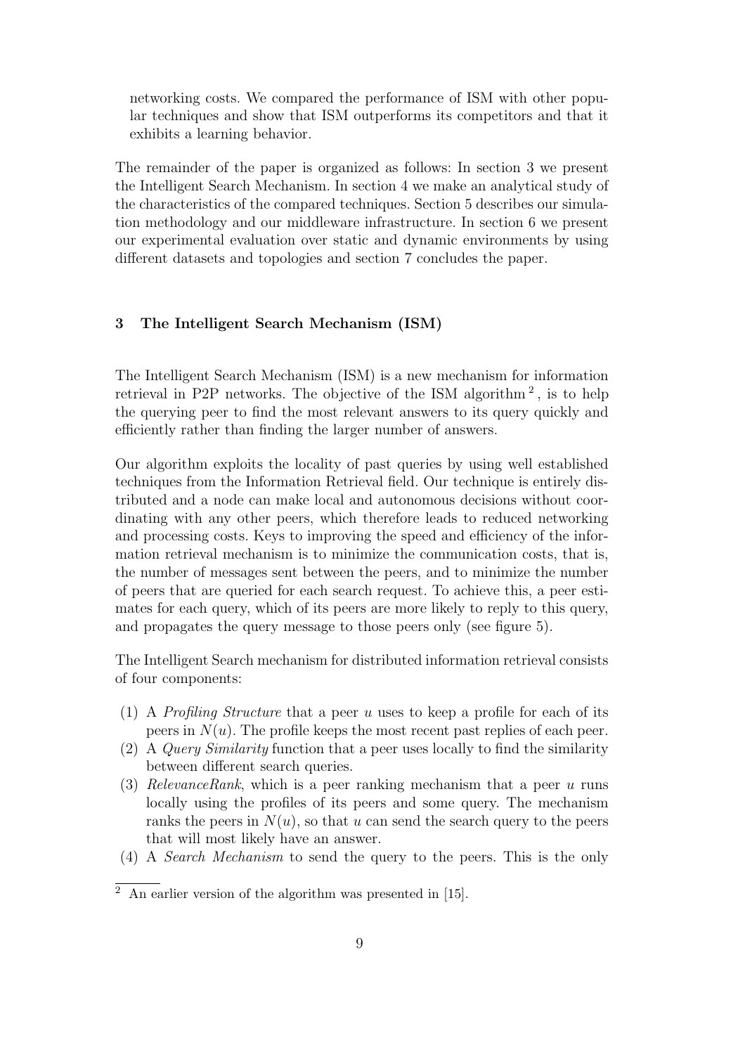networking costs. We compared the performance of ISM with other popular techniques and show that ISM outperforms its competitors and that it exhibits a learning behavior.

The remainder of the paper is organized as follows: In section 3 we present the Intelligent Search Mechanism. In section 4 we make an analytical study of the characteristics of the compared techniques. Section 5 describes our simulation methodology and our middleware infrastructure. In section 6 we present our experimental evaluation over static and dynamic environments by using different datasets and topologies and section 7 concludes the paper.

## 3 The Intelligent Search Mechanism (ISM)

The Intelligent Search Mechanism (ISM) is a new mechanism for information retrieval in P2P networks. The objective of the ISM algorithm [2], is to help the querying peer to find the most relevant answers to its query quickly and efficiently rather than finding the larger number of answers.

Our algorithm exploits the locality of past queries by using well established techniques from the Information Retrieval field. Our technique is entirely distributed and a node can make local and autonomous decisions without coordinating with any other peers, which therefore leads to reduced networking and processing costs. Keys to improving the speed and efficiency of the information retrieval mechanism is to minimize the communication costs, that is, the number of messages sent between the peers, and to minimize the number of peers that are queried for each search request. To achieve this, a peer estimates for each query, which of its peers are more likely to reply to this query, and propagates the query message to those peers only (see figure 5).

The Intelligent Search mechanism for distributed information retrieval consists of four components:

(1) A *Profiling Structure* that a peer $u$ uses to keep a profile for each of its peers in $N(u)$. The profile keeps the most recent past replies of each peer.
(2) A *Query Similarity* function that a peer uses locally to find the similarity between different search queries.
(3) *RelevanceRank*, which is a peer ranking mechanism that a peer $u$ runs locally using the profiles of its peers and some query. The mechanism ranks the peers in $N(u)$, so that $u$ can send the search query to the peers that will most likely have an answer.
(4) A *Search Mechanism* to send the query to the peers. This is the only

[2] An earlier version of the algorithm was presented in [15].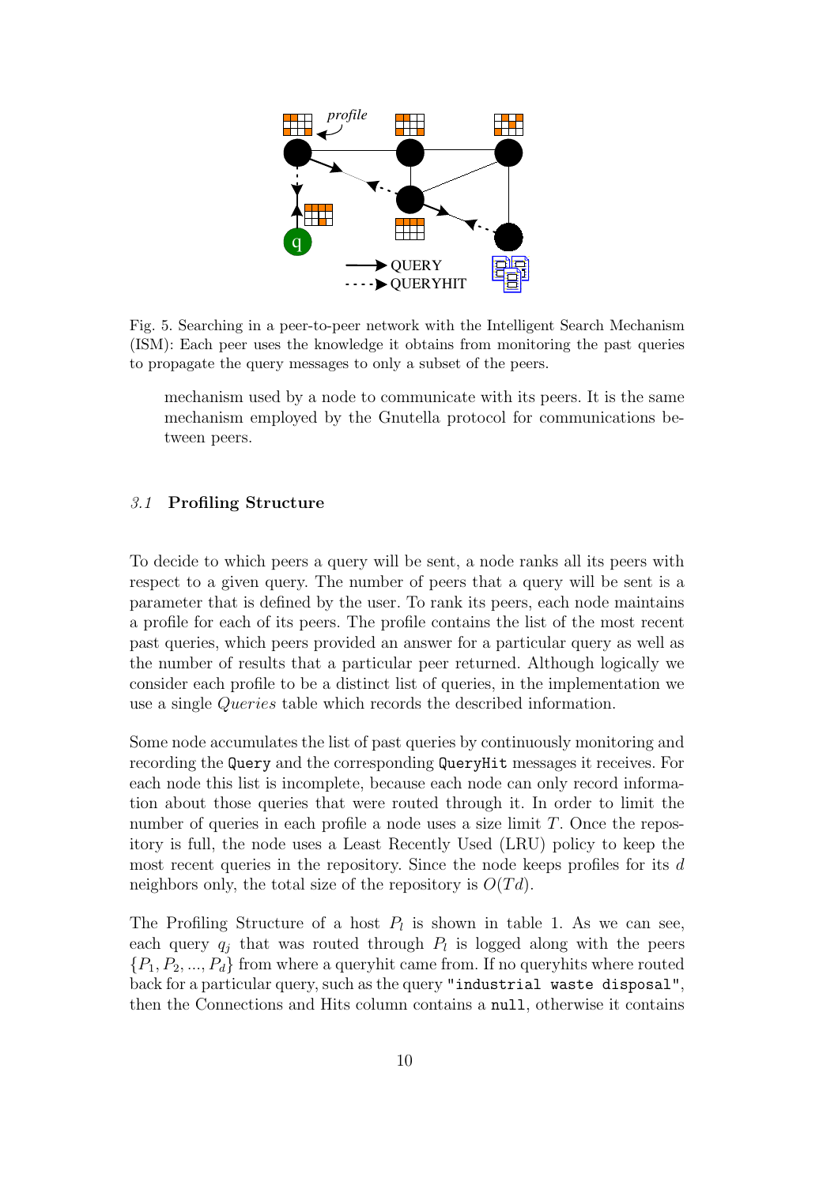Fig. 5. Searching in a peer-to-peer network with the Intelligent Search Mechanism (ISM): Each peer uses the knowledge it obtains from monitoring the past queries to propagate the query messages to only a subset of the peers.

mechanism used by a node to communicate with its peers. It is the same mechanism employed by the Gnutella protocol for communications between peers.

### *3.1* Profiling Structure

To decide to which peers a query will be sent, a node ranks all its peers with respect to a given query. The number of peers that a query will be sent is a parameter that is defined by the user. To rank its peers, each node maintains a profile for each of its peers. The profile contains the list of the most recent past queries, which peers provided an answer for a particular query as well as the number of results that a particular peer returned. Although logically we consider each profile to be a distinct list of queries, in the implementation we use a single *Queries* table which records the described information.

Some node accumulates the list of past queries by continuously monitoring and recording the `Query` and the corresponding `QueryHit` messages it receives. For each node this list is incomplete, because each node can only record information about those queries that were routed through it. In order to limit the number of queries in each profile a node uses a size limit $T$. Once the repository is full, the node uses a Least Recently Used (LRU) policy to keep the most recent queries in the repository. Since the node keeps profiles for its $d$ neighbors only, the total size of the repository is $O(Td)$.

The Profiling Structure of a host $P_l$ is shown in table 1. As we can see, each query $q_j$ that was routed through $P_l$ is logged along with the peers $\{P_1, P_2, ..., P_d\}$ from where a queryhit came from. If no queryhits where routed back for a particular query, such as the query `"industrial waste disposal"`, then the Connections and Hits column contains a `null`, otherwise it contains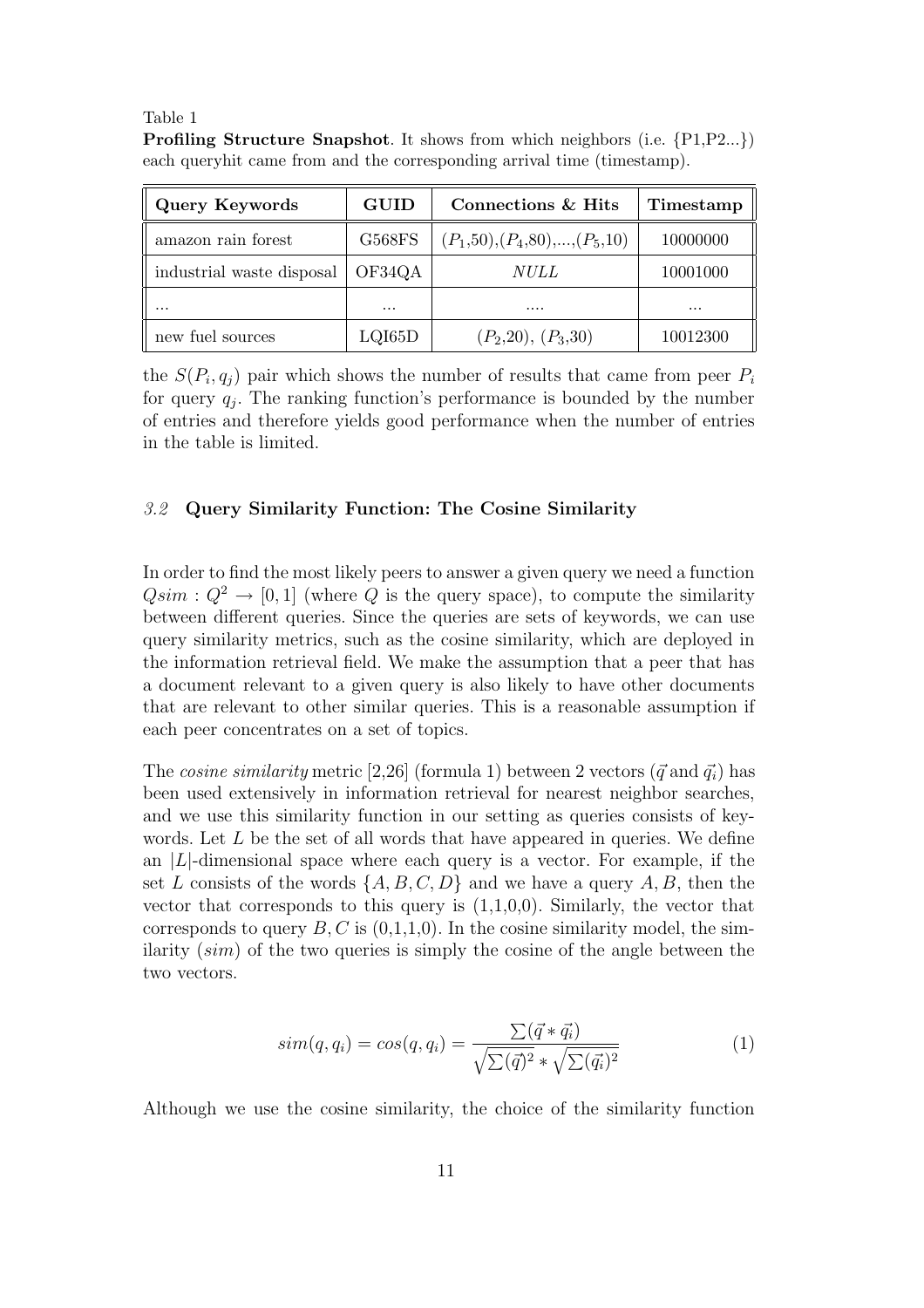Table 1

**Profiling Structure Snapshot**. It shows from which neighbors (i.e. {P1,P2...}) each queryhit came from and the corresponding arrival time (timestamp).

| Query Keywords | GUID | Connections & Hits | Timestamp |
|---|---|---|---|
| amazon rain forest | G568FS | $(P_1,50),(P_4,80),...,(P_5,10)$ | 10000000 |
| industrial waste disposal | OF34QA | *NULL* | 10001000 |
| ... | ... | .... | ... |
| new fuel sources | LQI65D | $(P_2,20)$, $(P_3,30)$ | 10012300 |

the $S(P_i, q_j)$ pair which shows the number of results that came from peer $P_i$ for query $q_j$. The ranking function's performance is bounded by the number of entries and therefore yields good performance when the number of entries in the table is limited.

### *3.2* Query Similarity Function: The Cosine Similarity

In order to find the most likely peers to answer a given query we need a function $Qsim : Q^2 \rightarrow [0, 1]$ (where $Q$ is the query space), to compute the similarity between different queries. Since the queries are sets of keywords, we can use query similarity metrics, such as the cosine similarity, which are deployed in the information retrieval field. We make the assumption that a peer that has a document relevant to a given query is also likely to have other documents that are relevant to other similar queries. This is a reasonable assumption if each peer concentrates on a set of topics.

The *cosine similarity* metric [2,26] (formula 1) between 2 vectors ($\vec{q}$ and $\vec{q_i}$) has been used extensively in information retrieval for nearest neighbor searches, and we use this similarity function in our setting as queries consists of keywords. Let $L$ be the set of all words that have appeared in queries. We define an $|L|$-dimensional space where each query is a vector. For example, if the set $L$ consists of the words $\{A, B, C, D\}$ and we have a query $A, B$, then the vector that corresponds to this query is (1,1,0,0). Similarly, the vector that corresponds to query $B, C$ is (0,1,1,0). In the cosine similarity model, the similarity (*sim*) of the two queries is simply the cosine of the angle between the two vectors.

$$sim(q, q_i) = cos(q, q_i) = \frac{\sum(\vec{q} * \vec{q_i})}{\sqrt{\sum(\vec{q})^2} * \sqrt{\sum(\vec{q_i})^2}} \qquad (1)$$

Although we use the cosine similarity, the choice of the similarity function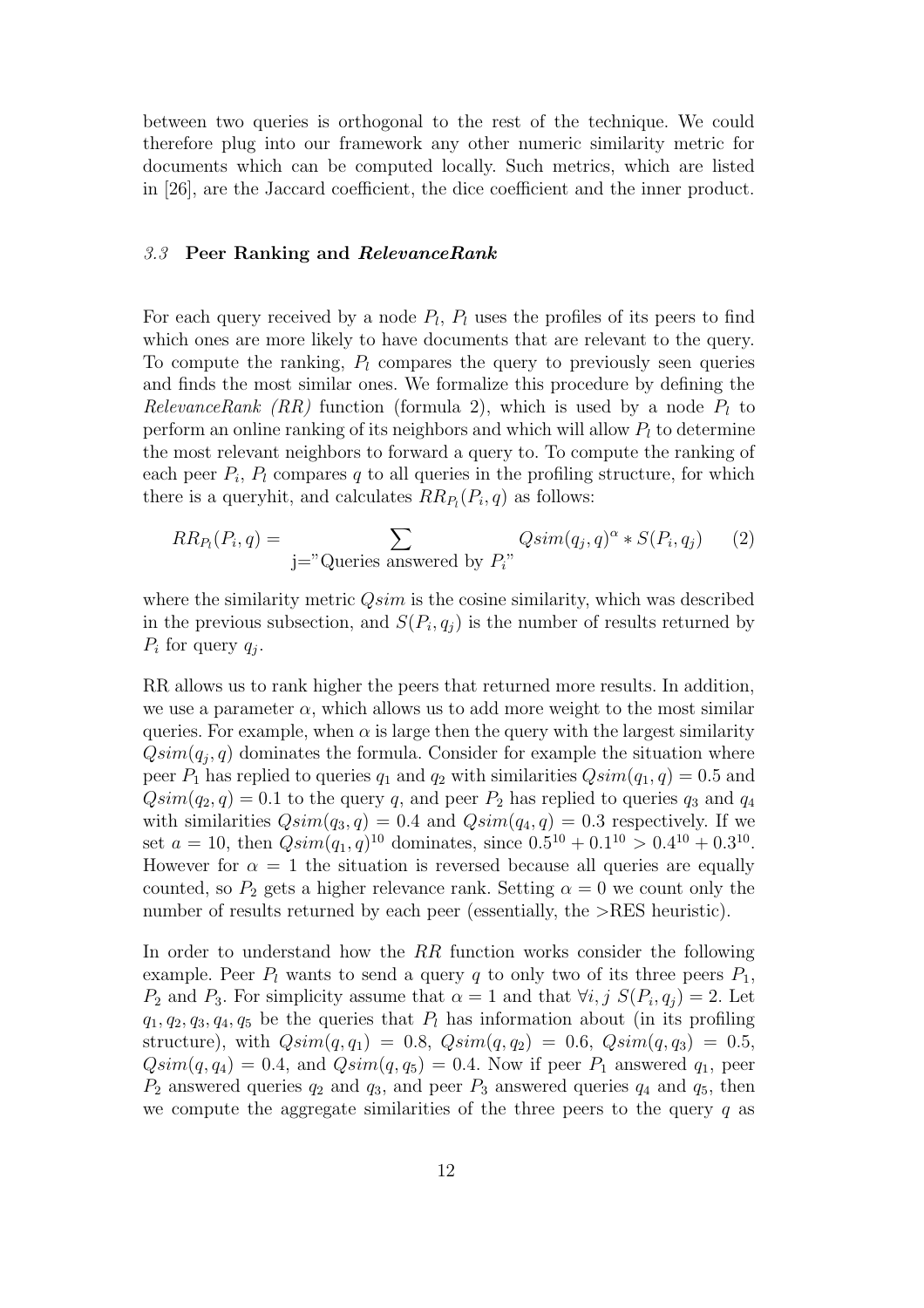between two queries is orthogonal to the rest of the technique. We could therefore plug into our framework any other numeric similarity metric for documents which can be computed locally. Such metrics, which are listed in [26], are the Jaccard coefficient, the dice coefficient and the inner product.

### *3.3* Peer Ranking and *RelevanceRank*

For each query received by a node $P_l$, $P_l$ uses the profiles of its peers to find which ones are more likely to have documents that are relevant to the query. To compute the ranking, $P_l$ compares the query to previously seen queries and finds the most similar ones. We formalize this procedure by defining the *RelevanceRank (RR)* function (formula 2), which is used by a node $P_l$ to perform an online ranking of its neighbors and which will allow $P_l$ to determine the most relevant neighbors to forward a query to. To compute the ranking of each peer $P_i$, $P_l$ compares $q$ to all queries in the profiling structure, for which there is a queryhit, and calculates $RR_{P_l}(P_i, q)$ as follows:

$$RR_{P_l}(P_i, q) = \sum_{\text{j="Queries answered by } P_i\text{"}} Qsim(q_j, q)^{\alpha} * S(P_i, q_j) \qquad (2)$$

where the similarity metric $Qsim$ is the cosine similarity, which was described in the previous subsection, and $S(P_i, q_j)$ is the number of results returned by $P_i$ for query $q_j$.

RR allows us to rank higher the peers that returned more results. In addition, we use a parameter $\alpha$, which allows us to add more weight to the most similar queries. For example, when $\alpha$ is large then the query with the largest similarity $Qsim(q_j, q)$ dominates the formula. Consider for example the situation where peer $P_1$ has replied to queries $q_1$ and $q_2$ with similarities $Qsim(q_1, q) = 0.5$ and $Qsim(q_2, q) = 0.1$ to the query $q$, and peer $P_2$ has replied to queries $q_3$ and $q_4$ with similarities $Qsim(q_3, q) = 0.4$ and $Qsim(q_4, q) = 0.3$ respectively. If we set $a = 10$, then $Qsim(q_1, q)^{10}$ dominates, since $0.5^{10} + 0.1^{10} > 0.4^{10} + 0.3^{10}$. However for $\alpha = 1$ the situation is reversed because all queries are equally counted, so $P_2$ gets a higher relevance rank. Setting $\alpha = 0$ we count only the number of results returned by each peer (essentially, the >RES heuristic).

In order to understand how the $RR$ function works consider the following example. Peer $P_l$ wants to send a query $q$ to only two of its three peers $P_1$, $P_2$ and $P_3$. For simplicity assume that $\alpha = 1$ and that $\forall i, j\ S(P_i, q_j) = 2$. Let $q_1, q_2, q_3, q_4, q_5$ be the queries that $P_l$ has information about (in its profiling structure), with $Qsim(q, q_1) = 0.8$, $Qsim(q, q_2) = 0.6$, $Qsim(q, q_3) = 0.5$, $Qsim(q, q_4) = 0.4$, and $Qsim(q, q_5) = 0.4$. Now if peer $P_1$ answered $q_1$, peer $P_2$ answered queries $q_2$ and $q_3$, and peer $P_3$ answered queries $q_4$ and $q_5$, then we compute the aggregate similarities of the three peers to the query $q$ as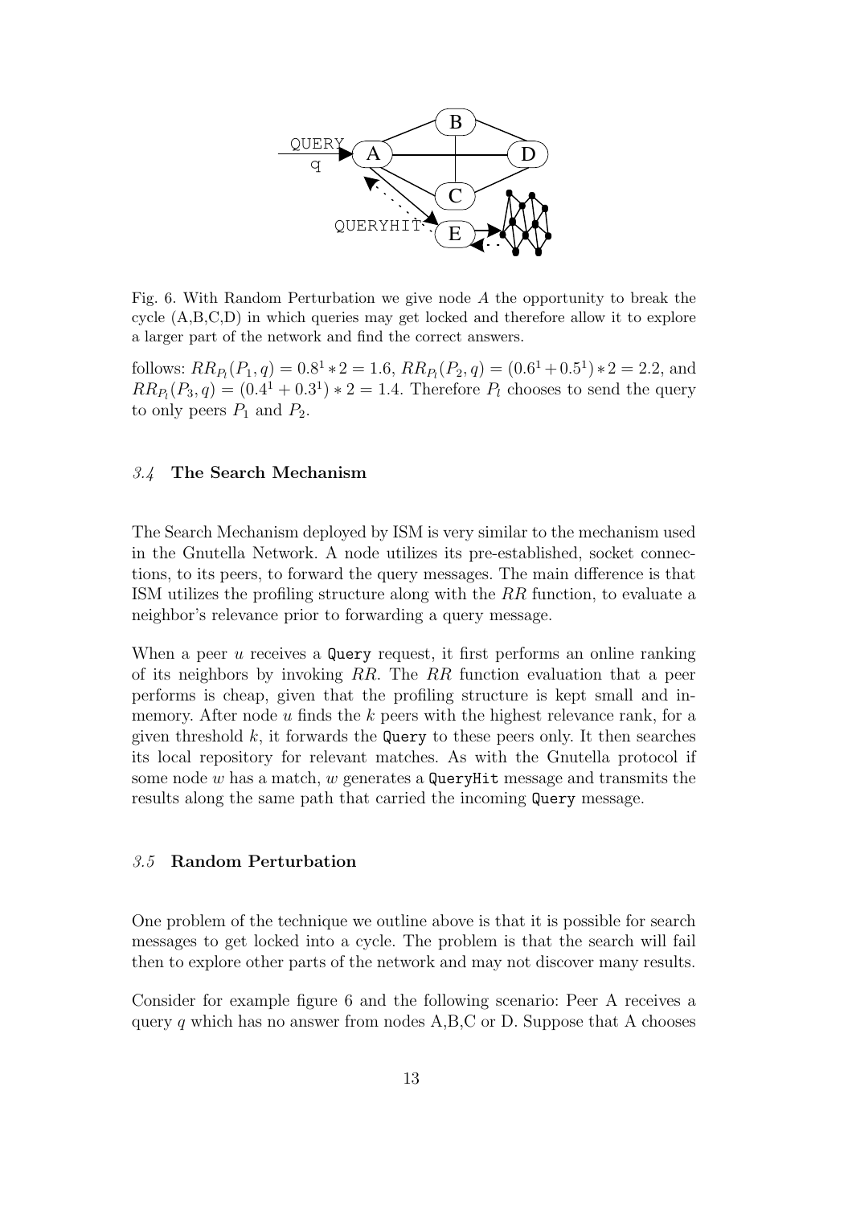Fig. 6. With Random Perturbation we give node $A$ the opportunity to break the cycle (A,B,C,D) in which queries may get locked and therefore allow it to explore a larger part of the network and find the correct answers.

follows: $RR_{P_l}(P_1, q) = 0.8^1 * 2 = 1.6$, $RR_{P_l}(P_2, q) = (0.6^1 + 0.5^1) * 2 = 2.2$, and $RR_{P_l}(P_3, q) = (0.4^1 + 0.3^1) * 2 = 1.4$. Therefore $P_l$ chooses to send the query to only peers $P_1$ and $P_2$.

### *3.4* The Search Mechanism

The Search Mechanism deployed by ISM is very similar to the mechanism used in the Gnutella Network. A node utilizes its pre-established, socket connections, to its peers, to forward the query messages. The main difference is that ISM utilizes the profiling structure along with the $RR$ function, to evaluate a neighbor's relevance prior to forwarding a query message.

When a peer $u$ receives a `Query` request, it first performs an online ranking of its neighbors by invoking $RR$. The $RR$ function evaluation that a peer performs is cheap, given that the profiling structure is kept small and in-memory. After node $u$ finds the $k$ peers with the highest relevance rank, for a given threshold $k$, it forwards the `Query` to these peers only. It then searches its local repository for relevant matches. As with the Gnutella protocol if some node $w$ has a match, $w$ generates a `QueryHit` message and transmits the results along the same path that carried the incoming `Query` message.

### *3.5* Random Perturbation

One problem of the technique we outline above is that it is possible for search messages to get locked into a cycle. The problem is that the search will fail then to explore other parts of the network and may not discover many results.

Consider for example figure 6 and the following scenario: Peer A receives a query $q$ which has no answer from nodes A,B,C or D. Suppose that A chooses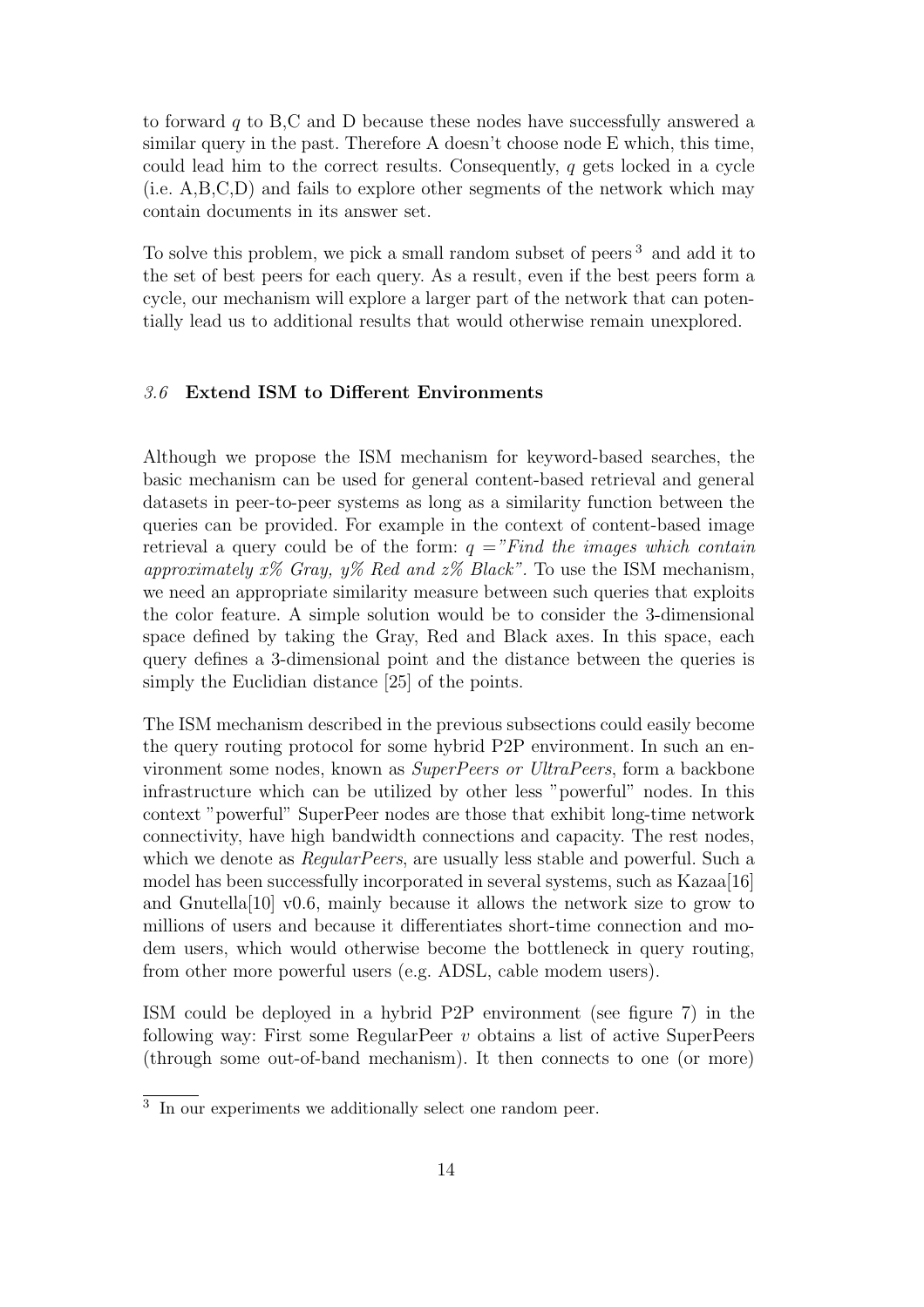to forward $q$ to B,C and D because these nodes have successfully answered a similar query in the past. Therefore A doesn't choose node E which, this time, could lead him to the correct results. Consequently, $q$ gets locked in a cycle (i.e. A,B,C,D) and fails to explore other segments of the network which may contain documents in its answer set.

To solve this problem, we pick a small random subset of peers [3] and add it to the set of best peers for each query. As a result, even if the best peers form a cycle, our mechanism will explore a larger part of the network that can potentially lead us to additional results that would otherwise remain unexplored.

### *3.6* Extend ISM to Different Environments

Although we propose the ISM mechanism for keyword-based searches, the basic mechanism can be used for general content-based retrieval and general datasets in peer-to-peer systems as long as a similarity function between the queries can be provided. For example in the context of content-based image retrieval a query could be of the form: $q =$ *"Find the images which contain approximately x% Gray, y% Red and z% Black"*. To use the ISM mechanism, we need an appropriate similarity measure between such queries that exploits the color feature. A simple solution would be to consider the 3-dimensional space defined by taking the Gray, Red and Black axes. In this space, each query defines a 3-dimensional point and the distance between the queries is simply the Euclidian distance [25] of the points.

The ISM mechanism described in the previous subsections could easily become the query routing protocol for some hybrid P2P environment. In such an environment some nodes, known as *SuperPeers or UltraPeers*, form a backbone infrastructure which can be utilized by other less "powerful" nodes. In this context "powerful" SuperPeer nodes are those that exhibit long-time network connectivity, have high bandwidth connections and capacity. The rest nodes, which we denote as *RegularPeers*, are usually less stable and powerful. Such a model has been successfully incorporated in several systems, such as Kazaa[16] and Gnutella[10] v0.6, mainly because it allows the network size to grow to millions of users and because it differentiates short-time connection and modem users, which would otherwise become the bottleneck in query routing, from other more powerful users (e.g. ADSL, cable modem users).

ISM could be deployed in a hybrid P2P environment (see figure 7) in the following way: First some RegularPeer $v$ obtains a list of active SuperPeers (through some out-of-band mechanism). It then connects to one (or more)

---

[3] In our experiments we additionally select one random peer.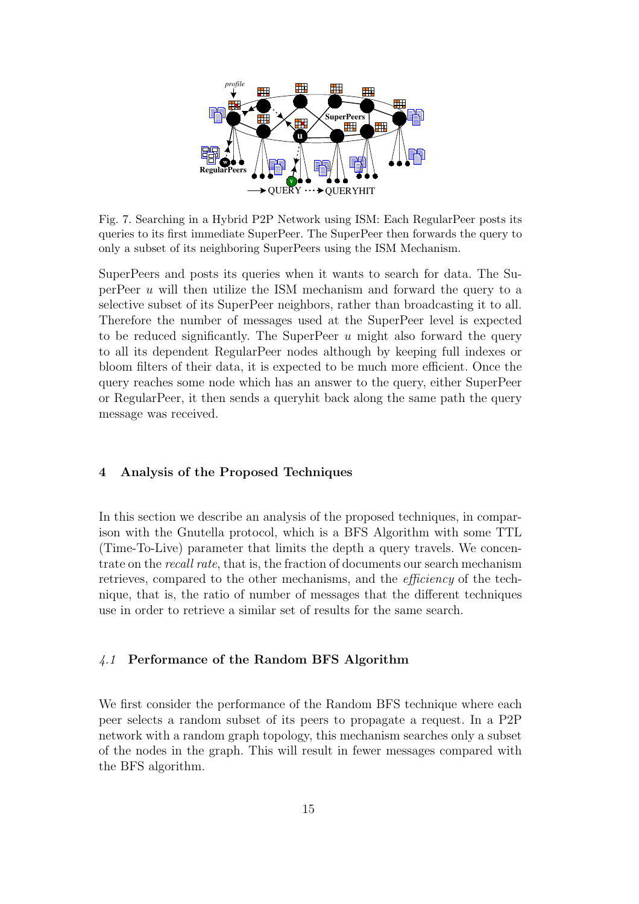Fig. 7. Searching in a Hybrid P2P Network using ISM: Each RegularPeer posts its queries to its first immediate SuperPeer. The SuperPeer then forwards the query to only a subset of its neighboring SuperPeers using the ISM Mechanism.

SuperPeers and posts its queries when it wants to search for data. The SuperPeer $u$ will then utilize the ISM mechanism and forward the query to a selective subset of its SuperPeer neighbors, rather than broadcasting it to all. Therefore the number of messages used at the SuperPeer level is expected to be reduced significantly. The SuperPeer $u$ might also forward the query to all its dependent RegularPeer nodes although by keeping full indexes or bloom filters of their data, it is expected to be much more efficient. Once the query reaches some node which has an answer to the query, either SuperPeer or RegularPeer, it then sends a queryhit back along the same path the query message was received.

## 4 Analysis of the Proposed Techniques

In this section we describe an analysis of the proposed techniques, in comparison with the Gnutella protocol, which is a BFS Algorithm with some TTL (Time-To-Live) parameter that limits the depth a query travels. We concentrate on the *recall rate*, that is, the fraction of documents our search mechanism retrieves, compared to the other mechanisms, and the *efficiency* of the technique, that is, the ratio of number of messages that the different techniques use in order to retrieve a similar set of results for the same search.

### *4.1* Performance of the Random BFS Algorithm

We first consider the performance of the Random BFS technique where each peer selects a random subset of its peers to propagate a request. In a P2P network with a random graph topology, this mechanism searches only a subset of the nodes in the graph. This will result in fewer messages compared with the BFS algorithm.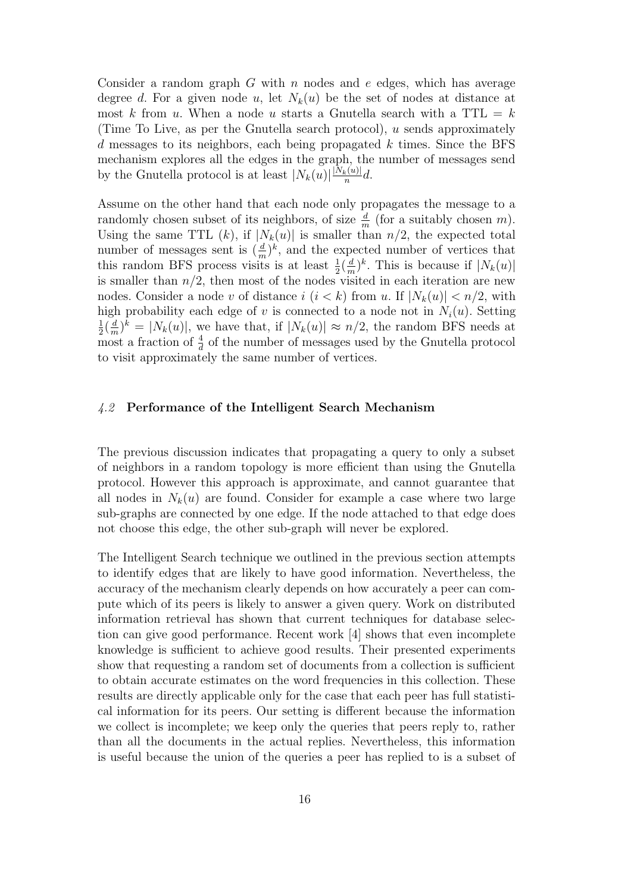Consider a random graph $G$ with $n$ nodes and $e$ edges, which has average degree $d$. For a given node $u$, let $N_k(u)$ be the set of nodes at distance at most $k$ from $u$. When a node $u$ starts a Gnutella search with a TTL $= k$ (Time To Live, as per the Gnutella search protocol), $u$ sends approximately $d$ messages to its neighbors, each being propagated $k$ times. Since the BFS mechanism explores all the edges in the graph, the number of messages send by the Gnutella protocol is at least $|N_k(u)|\frac{|N_k(u)|}{n}d$.

Assume on the other hand that each node only propagates the message to a randomly chosen subset of its neighbors, of size $\frac{d}{m}$ (for a suitably chosen $m$). Using the same TTL ($k$), if $|N_k(u)|$ is smaller than $n/2$, the expected total number of messages sent is $(\frac{d}{m})^k$, and the expected number of vertices that this random BFS process visits is at least $\frac{1}{2}(\frac{d}{m})^k$. This is because if $|N_k(u)|$ is smaller than $n/2$, then most of the nodes visited in each iteration are new nodes. Consider a node $v$ of distance $i$ ($i < k$) from $u$. If $|N_k(u)| < n/2$, with high probability each edge of $v$ is connected to a node not in $N_i(u)$. Setting $\frac{1}{2}(\frac{d}{m})^k = |N_k(u)|$, we have that, if $|N_k(u)| \approx n/2$, the random BFS needs at most a fraction of $\frac{4}{d}$ of the number of messages used by the Gnutella protocol to visit approximately the same number of vertices.

### 4.2 Performance of the Intelligent Search Mechanism

The previous discussion indicates that propagating a query to only a subset of neighbors in a random topology is more efficient than using the Gnutella protocol. However this approach is approximate, and cannot guarantee that all nodes in $N_k(u)$ are found. Consider for example a case where two large sub-graphs are connected by one edge. If the node attached to that edge does not choose this edge, the other sub-graph will never be explored.

The Intelligent Search technique we outlined in the previous section attempts to identify edges that are likely to have good information. Nevertheless, the accuracy of the mechanism clearly depends on how accurately a peer can compute which of its peers is likely to answer a given query. Work on distributed information retrieval has shown that current techniques for database selection can give good performance. Recent work [4] shows that even incomplete knowledge is sufficient to achieve good results. Their presented experiments show that requesting a random set of documents from a collection is sufficient to obtain accurate estimates on the word frequencies in this collection. These results are directly applicable only for the case that each peer has full statistical information for its peers. Our setting is different because the information we collect is incomplete; we keep only the queries that peers reply to, rather than all the documents in the actual replies. Nevertheless, this information is useful because the union of the queries a peer has replied to is a subset of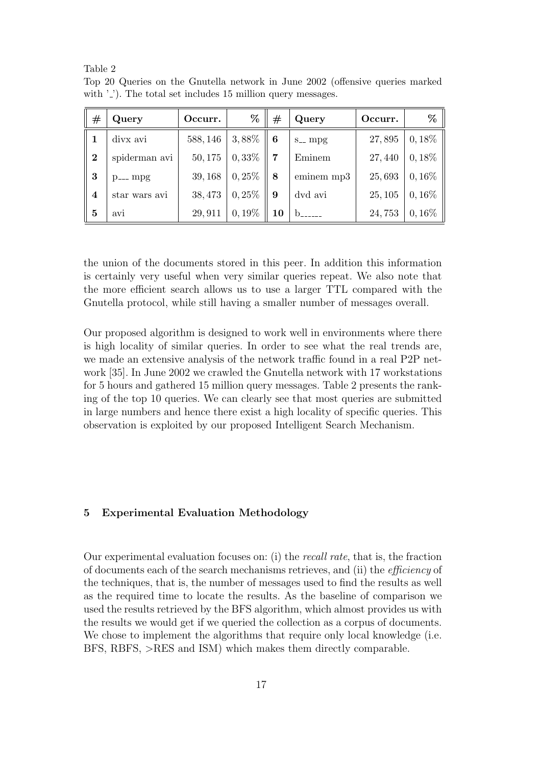Table 2

Top 20 Queries on the Gnutella network in June 2002 (offensive queries marked with '_'). The total set includes 15 million query messages.

| # | Query | Occurr. | % | # | Query | Occurr. | % |
|---|---|---|---|---|---|---|---|
| **1** | divx avi | 588, 146 | 3, 88% | **6** | s__ mpg | 27, 895 | 0, 18% |
| **2** | spiderman avi | 50, 175 | 0, 33% | **7** | Eminem | 27, 440 | 0, 18% |
| **3** | p___ mpg | 39, 168 | 0, 25% | **8** | eminem mp3 | 25, 693 | 0, 16% |
| **4** | star wars avi | 38, 473 | 0, 25% | **9** | dvd avi | 25, 105 | 0, 16% |
| **5** | avi | 29, 911 | 0, 19% | **10** | b______ | 24, 753 | 0, 16% |

the union of the documents stored in this peer. In addition this information is certainly very useful when very similar queries repeat. We also note that the more efficient search allows us to use a larger TTL compared with the Gnutella protocol, while still having a smaller number of messages overall.

Our proposed algorithm is designed to work well in environments where there is high locality of similar queries. In order to see what the real trends are, we made an extensive analysis of the network traffic found in a real P2P network [35]. In June 2002 we crawled the Gnutella network with 17 workstations for 5 hours and gathered 15 million query messages. Table 2 presents the ranking of the top 10 queries. We can clearly see that most queries are submitted in large numbers and hence there exist a high locality of specific queries. This observation is exploited by our proposed Intelligent Search Mechanism.

## 5 Experimental Evaluation Methodology

Our experimental evaluation focuses on: (i) the *recall rate*, that is, the fraction of documents each of the search mechanisms retrieves, and (ii) the *efficiency* of the techniques, that is, the number of messages used to find the results as well as the required time to locate the results. As the baseline of comparison we used the results retrieved by the BFS algorithm, which almost provides us with the results we would get if we queried the collection as a corpus of documents. We chose to implement the algorithms that require only local knowledge (i.e. BFS, RBFS, >RES and ISM) which makes them directly comparable.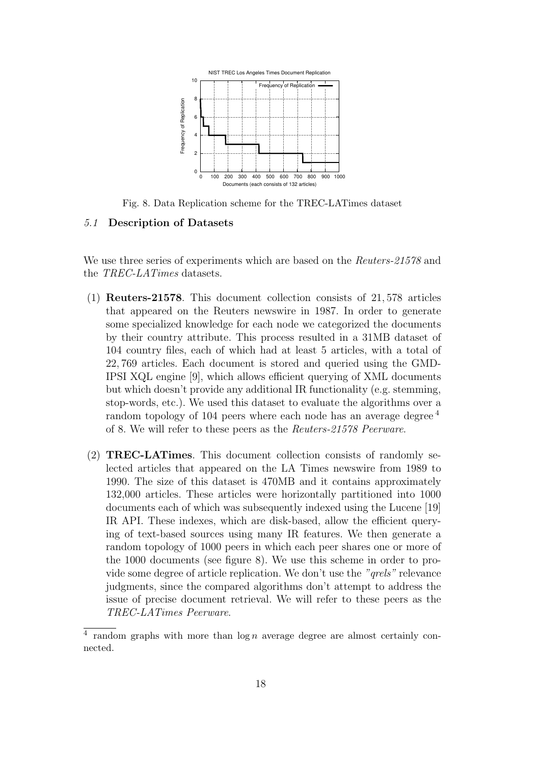Fig. 8. Data Replication scheme for the TREC-LATimes dataset

### 5.1 Description of Datasets

We use three series of experiments which are based on the *Reuters-21578* and the *TREC-LATimes* datasets.

(1) **Reuters-21578**. This document collection consists of 21,578 articles that appeared on the Reuters newswire in 1987. In order to generate some specialized knowledge for each node we categorized the documents by their country attribute. This process resulted in a 31MB dataset of 104 country files, each of which had at least 5 articles, with a total of 22,769 articles. Each document is stored and queried using the GMD-IPSI XQL engine [9], which allows efficient querying of XML documents but which doesn't provide any additional IR functionality (e.g. stemming, stop-words, etc.). We used this dataset to evaluate the algorithms over a random topology of 104 peers where each node has an average degree [4] of 8. We will refer to these peers as the *Reuters-21578 Peerware*.

(2) **TREC-LATimes**. This document collection consists of randomly selected articles that appeared on the LA Times newswire from 1989 to 1990. The size of this dataset is 470MB and it contains approximately 132,000 articles. These articles were horizontally partitioned into 1000 documents each of which was subsequently indexed using the Lucene [19] IR API. These indexes, which are disk-based, allow the efficient querying of text-based sources using many IR features. We then generate a random topology of 1000 peers in which each peer shares one or more of the 1000 documents (see figure 8). We use this scheme in order to provide some degree of article replication. We don't use the *"qrels"* relevance judgments, since the compared algorithms don't attempt to address the issue of precise document retrieval. We will refer to these peers as the *TREC-LATimes Peerware*.

[4] random graphs with more than $\log n$ average degree are almost certainly connected.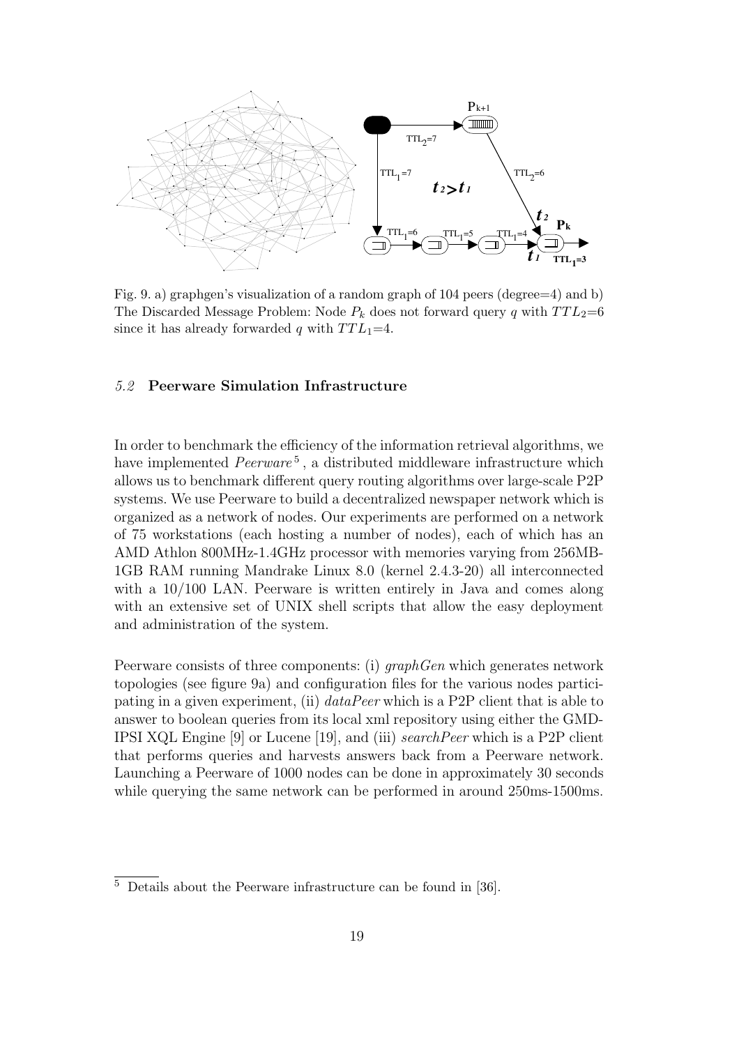Fig. 9. a) graphgen's visualization of a random graph of 104 peers (degree=4) and b) The Discarded Message Problem: Node $P_k$ does not forward query $q$ with $TTL_2$=6 since it has already forwarded $q$ with $TTL_1$=4.

### 5.2 Peerware Simulation Infrastructure

In order to benchmark the efficiency of the information retrieval algorithms, we have implemented *Peerware*[5], a distributed middleware infrastructure which allows us to benchmark different query routing algorithms over large-scale P2P systems. We use Peerware to build a decentralized newspaper network which is organized as a network of nodes. Our experiments are performed on a network of 75 workstations (each hosting a number of nodes), each of which has an AMD Athlon 800MHz-1.4GHz processor with memories varying from 256MB-1GB RAM running Mandrake Linux 8.0 (kernel 2.4.3-20) all interconnected with a 10/100 LAN. Peerware is written entirely in Java and comes along with an extensive set of UNIX shell scripts that allow the easy deployment and administration of the system.

Peerware consists of three components: (i) *graphGen* which generates network topologies (see figure 9a) and configuration files for the various nodes participating in a given experiment, (ii) *dataPeer* which is a P2P client that is able to answer to boolean queries from its local xml repository using either the GMD-IPSI XQL Engine [9] or Lucene [19], and (iii) *searchPeer* which is a P2P client that performs queries and harvests answers back from a Peerware network. Launching a Peerware of 1000 nodes can be done in approximately 30 seconds while querying the same network can be performed in around 250ms-1500ms.

[5] Details about the Peerware infrastructure can be found in [36].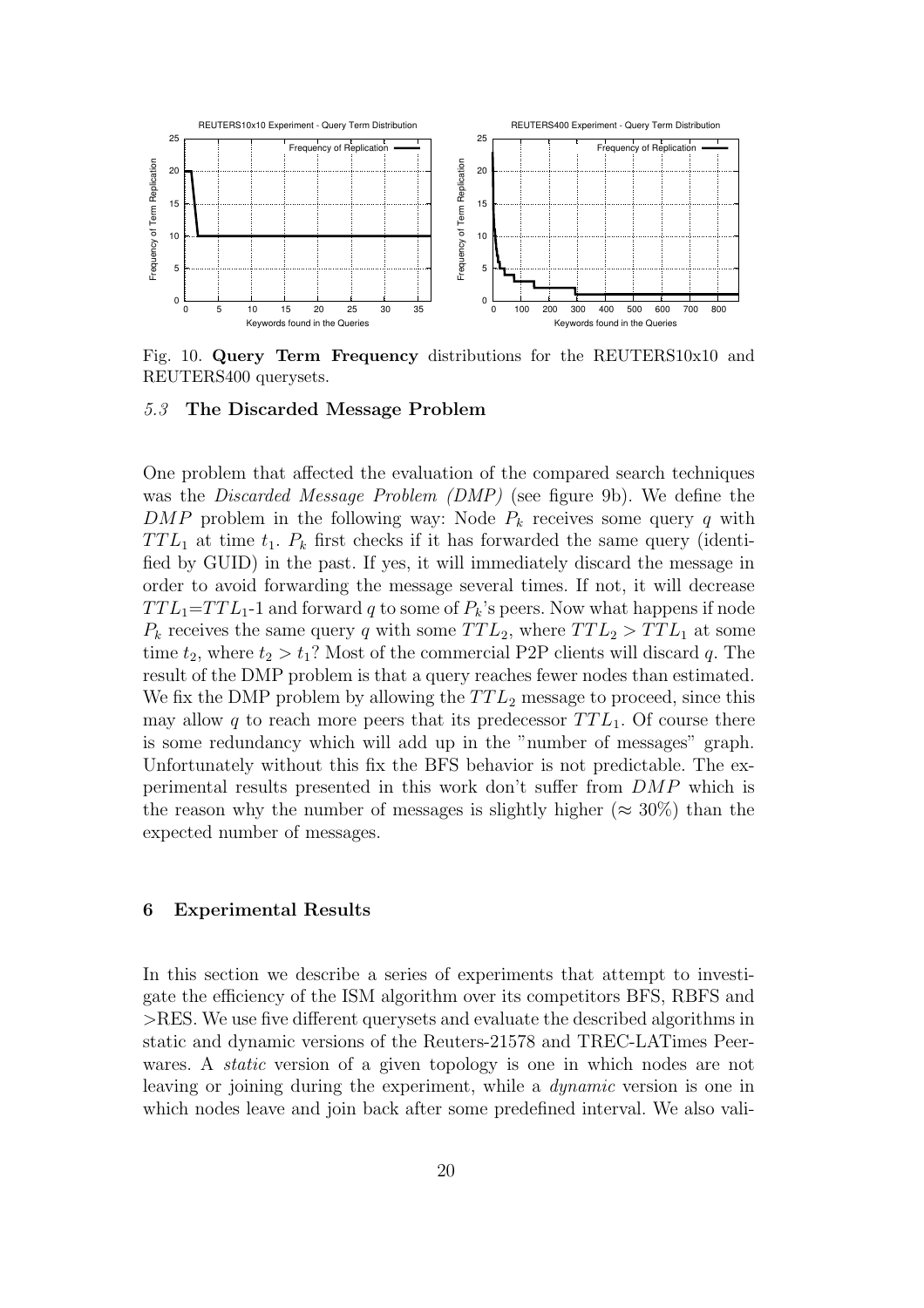Fig. 10. **Query Term Frequency** distributions for the REUTERS10x10 and REUTERS400 querysets.

### *5.3* The Discarded Message Problem

One problem that affected the evaluation of the compared search techniques was the *Discarded Message Problem (DMP)* (see figure 9b). We define the $DMP$ problem in the following way: Node $P_k$ receives some query $q$ with $TTL_1$ at time $t_1$. $P_k$ first checks if it has forwarded the same query (identified by GUID) in the past. If yes, it will immediately discard the message in order to avoid forwarding the message several times. If not, it will decrease $TTL_1$=$TTL_1$-1 and forward $q$ to some of $P_k$'s peers. Now what happens if node $P_k$ receives the same query $q$ with some $TTL_2$, where $TTL_2 > TTL_1$ at some time $t_2$, where $t_2 > t_1$? Most of the commercial P2P clients will discard $q$. The result of the DMP problem is that a query reaches fewer nodes than estimated. We fix the DMP problem by allowing the $TTL_2$ message to proceed, since this may allow $q$ to reach more peers that its predecessor $TTL_1$. Of course there is some redundancy which will add up in the "number of messages" graph. Unfortunately without this fix the BFS behavior is not predictable. The experimental results presented in this work don't suffer from $DMP$ which is the reason why the number of messages is slightly higher ($\approx 30\%$) than the expected number of messages.

## 6 Experimental Results

In this section we describe a series of experiments that attempt to investigate the efficiency of the ISM algorithm over its competitors BFS, RBFS and >RES. We use five different querysets and evaluate the described algorithms in static and dynamic versions of the Reuters-21578 and TREC-LATimes Peerwares. A *static* version of a given topology is one in which nodes are not leaving or joining during the experiment, while a *dynamic* version is one in which nodes leave and join back after some predefined interval. We also vali-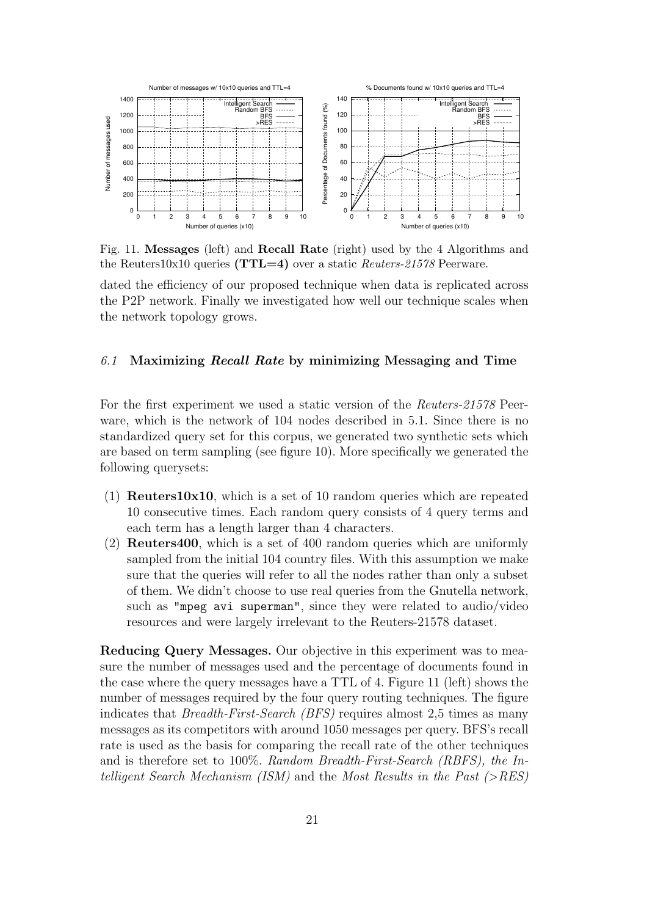Fig. 11. **Messages** (left) and **Recall Rate** (right) used by the 4 Algorithms and the Reuters10x10 queries **(TTL=4)** over a static *Reuters-21578* Peerware.

dated the efficiency of our proposed technique when data is replicated across the P2P network. Finally we investigated how well our technique scales when the network topology grows.

### *6.1* Maximizing *Recall Rate* by minimizing Messaging and Time

For the first experiment we used a static version of the *Reuters-21578* Peerware, which is the network of 104 nodes described in 5.1. Since there is no standardized query set for this corpus, we generated two synthetic sets which are based on term sampling (see figure 10). More specifically we generated the following querysets:

(1) **Reuters10x10**, which is a set of 10 random queries which are repeated 10 consecutive times. Each random query consists of 4 query terms and each term has a length larger than 4 characters.
(2) **Reuters400**, which is a set of 400 random queries which are uniformly sampled from the initial 104 country files. With this assumption we make sure that the queries will refer to all the nodes rather than only a subset of them. We didn't choose to use real queries from the Gnutella network, such as `"mpeg avi superman"`, since they were related to audio/video resources and were largely irrelevant to the Reuters-21578 dataset.

**Reducing Query Messages.** Our objective in this experiment was to measure the number of messages used and the percentage of documents found in the case where the query messages have a TTL of 4. Figure 11 (left) shows the number of messages required by the four query routing techniques. The figure indicates that *Breadth-First-Search (BFS)* requires almost 2,5 times as many messages as its competitors with around 1050 messages per query. BFS's recall rate is used as the basis for comparing the recall rate of the other techniques and is therefore set to 100%. *Random Breadth-First-Search (RBFS), the Intelligent Search Mechanism (ISM)* and the *Most Results in the Past (>RES)*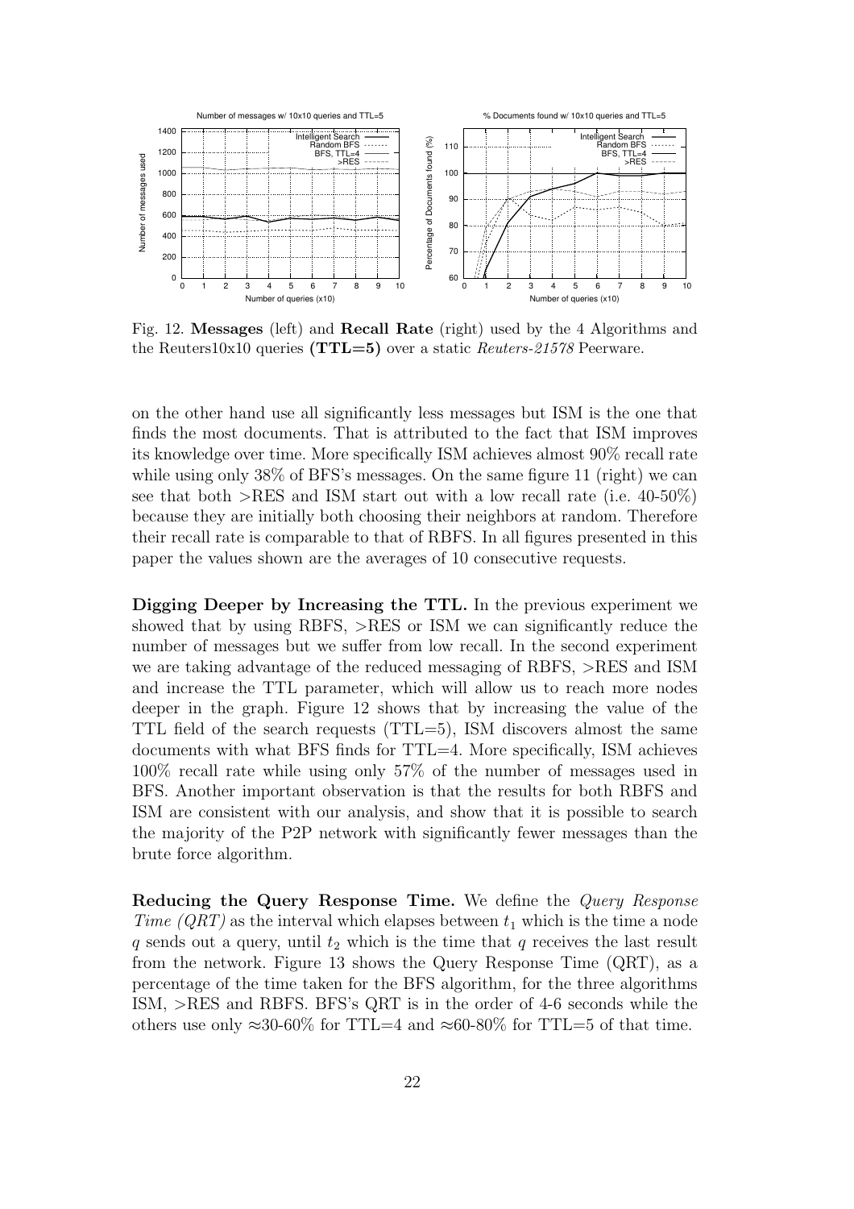Fig. 12. **Messages** (left) and **Recall Rate** (right) used by the 4 Algorithms and the Reuters10x10 queries **(TTL=5)** over a static *Reuters-21578* Peerware.

on the other hand use all significantly less messages but ISM is the one that finds the most documents. That is attributed to the fact that ISM improves its knowledge over time. More specifically ISM achieves almost 90% recall rate while using only 38% of BFS's messages. On the same figure 11 (right) we can see that both >RES and ISM start out with a low recall rate (i.e. 40-50%) because they are initially both choosing their neighbors at random. Therefore their recall rate is comparable to that of RBFS. In all figures presented in this paper the values shown are the averages of 10 consecutive requests.

**Digging Deeper by Increasing the TTL.** In the previous experiment we showed that by using RBFS, >RES or ISM we can significantly reduce the number of messages but we suffer from low recall. In the second experiment we are taking advantage of the reduced messaging of RBFS, >RES and ISM and increase the TTL parameter, which will allow us to reach more nodes deeper in the graph. Figure 12 shows that by increasing the value of the TTL field of the search requests (TTL=5), ISM discovers almost the same documents with what BFS finds for TTL=4. More specifically, ISM achieves 100% recall rate while using only 57% of the number of messages used in BFS. Another important observation is that the results for both RBFS and ISM are consistent with our analysis, and show that it is possible to search the majority of the P2P network with significantly fewer messages than the brute force algorithm.

**Reducing the Query Response Time.** We define the *Query Response Time (QRT)* as the interval which elapses between $t_1$ which is the time a node $q$ sends out a query, until $t_2$ which is the time that $q$ receives the last result from the network. Figure 13 shows the Query Response Time (QRT), as a percentage of the time taken for the BFS algorithm, for the three algorithms ISM, >RES and RBFS. BFS's QRT is in the order of 4-6 seconds while the others use only ≈30-60% for TTL=4 and ≈60-80% for TTL=5 of that time.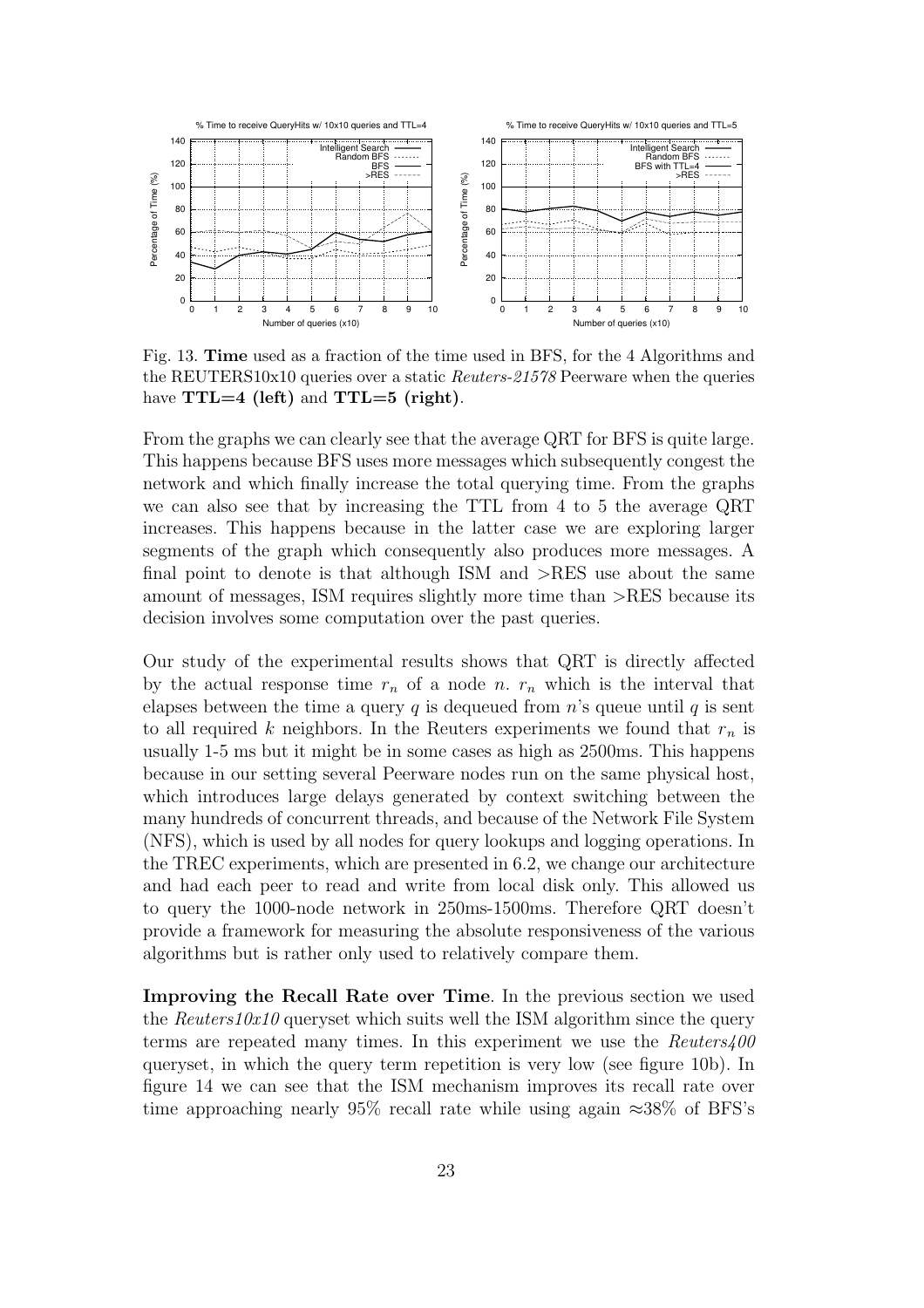Fig. 13. **Time** used as a fraction of the time used in BFS, for the 4 Algorithms and the REUTERS10x10 queries over a static *Reuters-21578* Peerware when the queries have **TTL=4 (left)** and **TTL=5 (right)**.

From the graphs we can clearly see that the average QRT for BFS is quite large. This happens because BFS uses more messages which subsequently congest the network and which finally increase the total querying time. From the graphs we can also see that by increasing the TTL from 4 to 5 the average QRT increases. This happens because in the latter case we are exploring larger segments of the graph which consequently also produces more messages. A final point to denote is that although ISM and >RES use about the same amount of messages, ISM requires slightly more time than >RES because its decision involves some computation over the past queries.

Our study of the experimental results shows that QRT is directly affected by the actual response time $r_n$ of a node $n$. $r_n$ which is the interval that elapses between the time a query $q$ is dequeued from $n$'s queue until $q$ is sent to all required $k$ neighbors. In the Reuters experiments we found that $r_n$ is usually 1-5 ms but it might be in some cases as high as 2500ms. This happens because in our setting several Peerware nodes run on the same physical host, which introduces large delays generated by context switching between the many hundreds of concurrent threads, and because of the Network File System (NFS), which is used by all nodes for query lookups and logging operations. In the TREC experiments, which are presented in 6.2, we change our architecture and had each peer to read and write from local disk only. This allowed us to query the 1000-node network in 250ms-1500ms. Therefore QRT doesn't provide a framework for measuring the absolute responsiveness of the various algorithms but is rather only used to relatively compare them.

**Improving the Recall Rate over Time**. In the previous section we used the *Reuters10x10* queryset which suits well the ISM algorithm since the query terms are repeated many times. In this experiment we use the *Reuters400* queryset, in which the query term repetition is very low (see figure 10b). In figure 14 we can see that the ISM mechanism improves its recall rate over time approaching nearly 95% recall rate while using again ≈38% of BFS's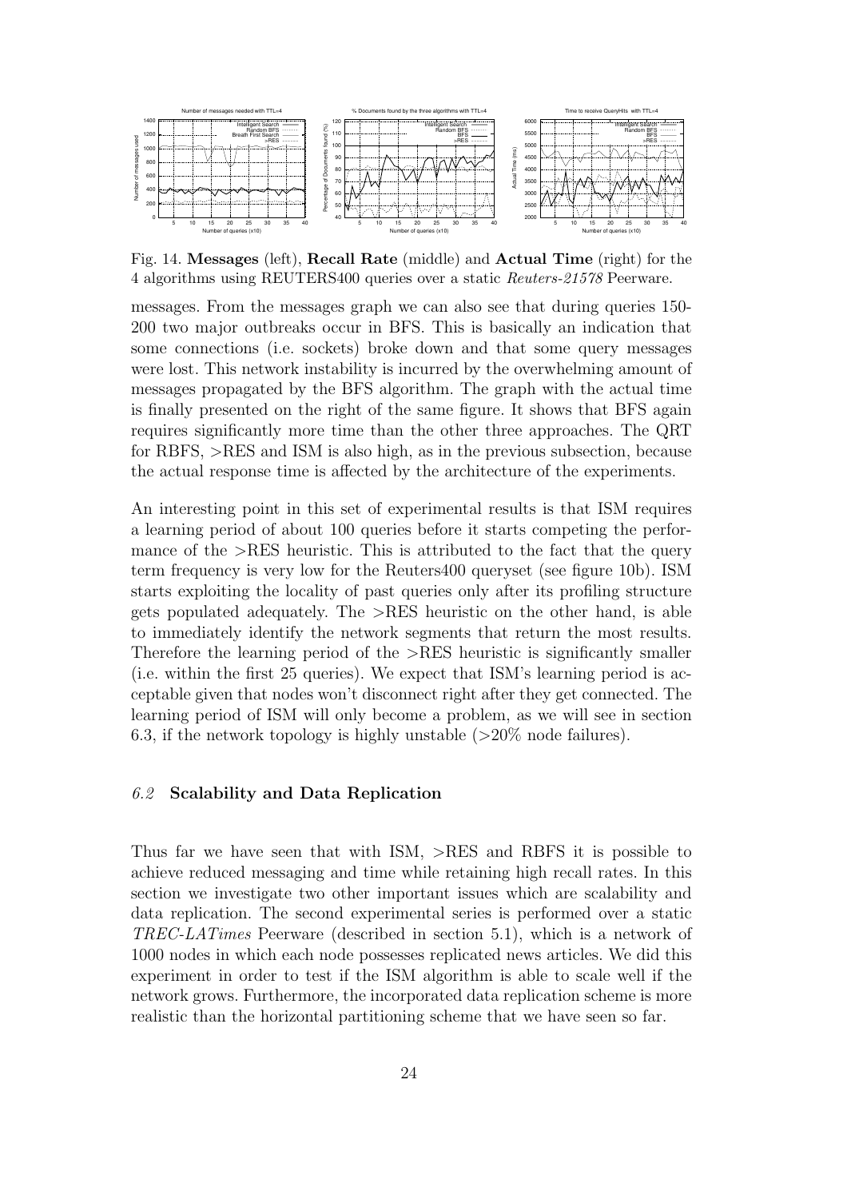Fig. 14. **Messages** (left), **Recall Rate** (middle) and **Actual Time** (right) for the 4 algorithms using REUTERS400 queries over a static *Reuters-21578* Peerware.

messages. From the messages graph we can also see that during queries 150-200 two major outbreaks occur in BFS. This is basically an indication that some connections (i.e. sockets) broke down and that some query messages were lost. This network instability is incurred by the overwhelming amount of messages propagated by the BFS algorithm. The graph with the actual time is finally presented on the right of the same figure. It shows that BFS again requires significantly more time than the other three approaches. The QRT for RBFS, >RES and ISM is also high, as in the previous subsection, because the actual response time is affected by the architecture of the experiments.

An interesting point in this set of experimental results is that ISM requires a learning period of about 100 queries before it starts competing the performance of the >RES heuristic. This is attributed to the fact that the query term frequency is very low for the Reuters400 queryset (see figure 10b). ISM starts exploiting the locality of past queries only after its profiling structure gets populated adequately. The >RES heuristic on the other hand, is able to immediately identify the network segments that return the most results. Therefore the learning period of the >RES heuristic is significantly smaller (i.e. within the first 25 queries). We expect that ISM's learning period is acceptable given that nodes won't disconnect right after they get connected. The learning period of ISM will only become a problem, as we will see in section 6.3, if the network topology is highly unstable (>20% node failures).

### *6.2* Scalability and Data Replication

Thus far we have seen that with ISM, >RES and RBFS it is possible to achieve reduced messaging and time while retaining high recall rates. In this section we investigate two other important issues which are scalability and data replication. The second experimental series is performed over a static *TREC-LATimes* Peerware (described in section 5.1), which is a network of 1000 nodes in which each node possesses replicated news articles. We did this experiment in order to test if the ISM algorithm is able to scale well if the network grows. Furthermore, the incorporated data replication scheme is more realistic than the horizontal partitioning scheme that we have seen so far.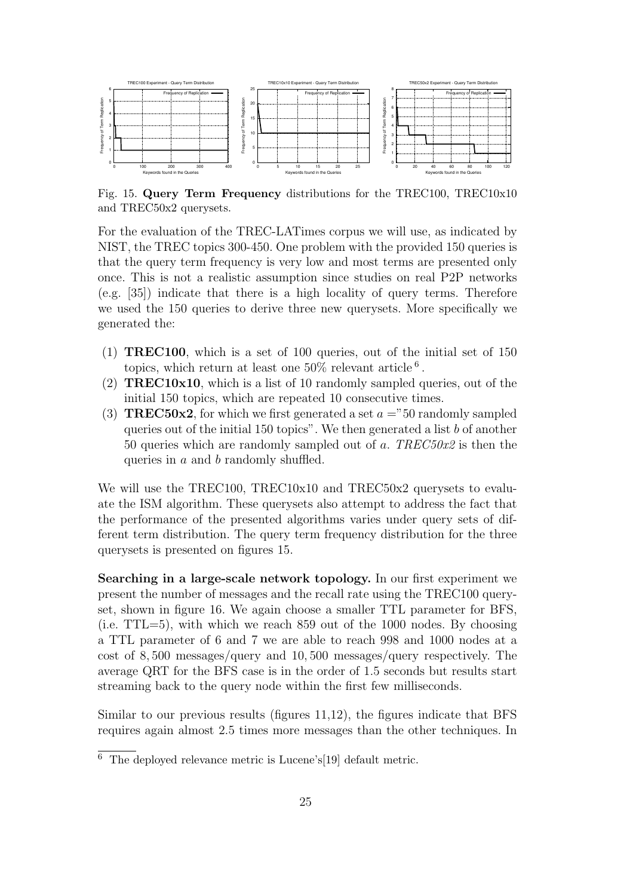Fig. 15. **Query Term Frequency** distributions for the TREC100, TREC10x10 and TREC50x2 querysets.

For the evaluation of the TREC-LATimes corpus we will use, as indicated by NIST, the TREC topics 300-450. One problem with the provided 150 queries is that the query term frequency is very low and most terms are presented only once. This is not a realistic assumption since studies on real P2P networks (e.g. [35]) indicate that there is a high locality of query terms. Therefore we used the 150 queries to derive three new querysets. More specifically we generated the:

(1) **TREC100**, which is a set of 100 queries, out of the initial set of 150 topics, which return at least one 50% relevant article [6].
(2) **TREC10x10**, which is a list of 10 randomly sampled queries, out of the initial 150 topics, which are repeated 10 consecutive times.
(3) **TREC50x2**, for which we first generated a set $a =$"50 randomly sampled queries out of the initial 150 topics". We then generated a list $b$ of another 50 queries which are randomly sampled out of $a$. *TREC50x2* is then the queries in $a$ and $b$ randomly shuffled.

We will use the TREC100, TREC10x10 and TREC50x2 querysets to evaluate the ISM algorithm. These querysets also attempt to address the fact that the performance of the presented algorithms varies under query sets of different term distribution. The query term frequency distribution for the three querysets is presented on figures 15.

**Searching in a large-scale network topology.** In our first experiment we present the number of messages and the recall rate using the TREC100 queryset, shown in figure 16. We again choose a smaller TTL parameter for BFS, (i.e. TTL=5), with which we reach 859 out of the 1000 nodes. By choosing a TTL parameter of 6 and 7 we are able to reach 998 and 1000 nodes at a cost of 8,500 messages/query and 10,500 messages/query respectively. The average QRT for the BFS case is in the order of 1.5 seconds but results start streaming back to the query node within the first few milliseconds.

Similar to our previous results (figures 11,12), the figures indicate that BFS requires again almost 2.5 times more messages than the other techniques. In

[6] The deployed relevance metric is Lucene's[19] default metric.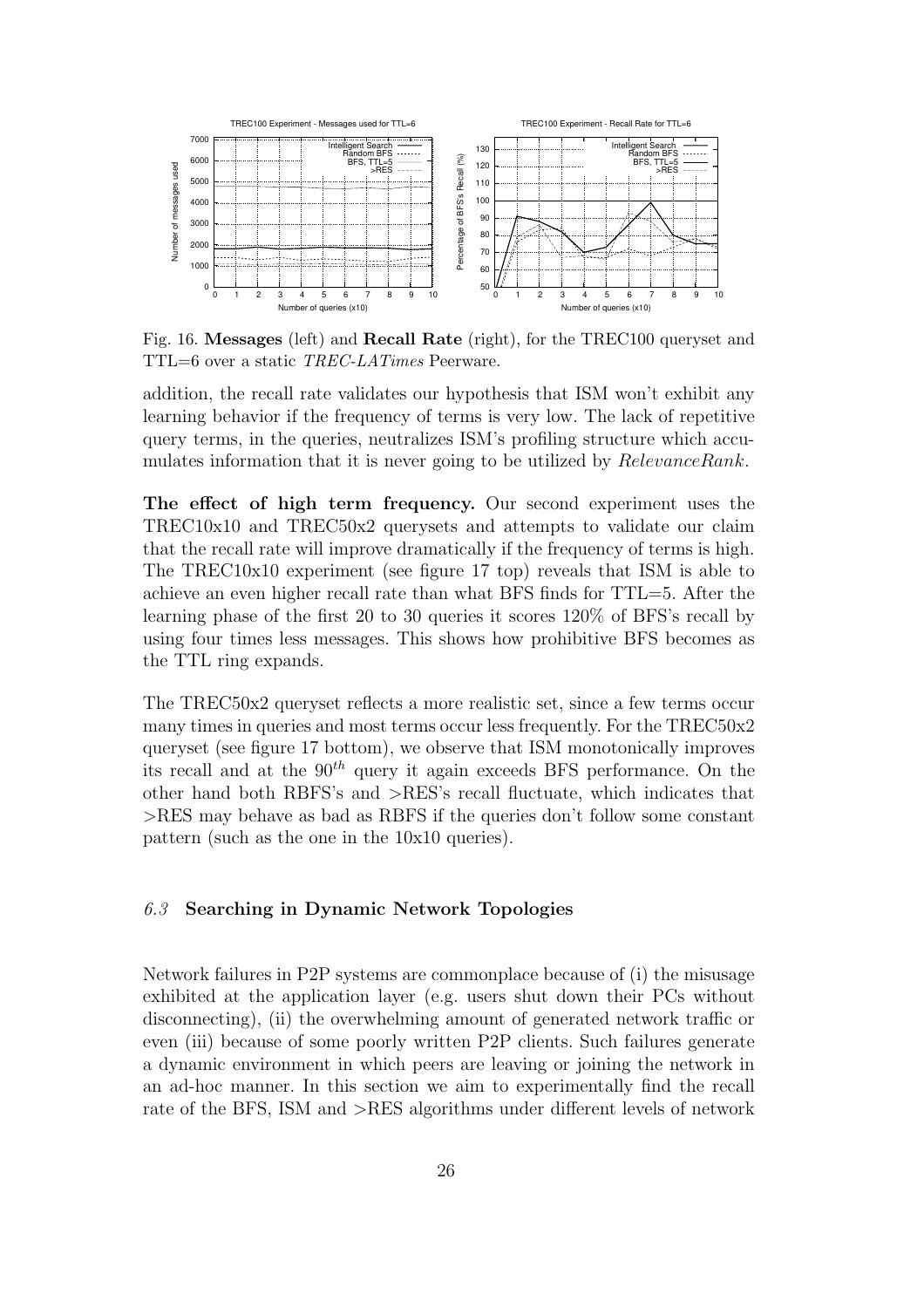Fig. 16. **Messages** (left) and **Recall Rate** (right), for the TREC100 queryset and TTL=6 over a static *TREC-LATimes* Peerware.

addition, the recall rate validates our hypothesis that ISM won't exhibit any learning behavior if the frequency of terms is very low. The lack of repetitive query terms, in the queries, neutralizes ISM's profiling structure which accumulates information that it is never going to be utilized by *RelevanceRank*.

**The effect of high term frequency.** Our second experiment uses the TREC10x10 and TREC50x2 querysets and attempts to validate our claim that the recall rate will improve dramatically if the frequency of terms is high. The TREC10x10 experiment (see figure 17 top) reveals that ISM is able to achieve an even higher recall rate than what BFS finds for TTL=5. After the learning phase of the first 20 to 30 queries it scores 120% of BFS's recall by using four times less messages. This shows how prohibitive BFS becomes as the TTL ring expands.

The TREC50x2 queryset reflects a more realistic set, since a few terms occur many times in queries and most terms occur less frequently. For the TREC50x2 queryset (see figure 17 bottom), we observe that ISM monotonically improves its recall and at the $90^{th}$ query it again exceeds BFS performance. On the other hand both RBFS's and >RES's recall fluctuate, which indicates that >RES may behave as bad as RBFS if the queries don't follow some constant pattern (such as the one in the 10x10 queries).

### 6.3 Searching in Dynamic Network Topologies

Network failures in P2P systems are commonplace because of (i) the misusage exhibited at the application layer (e.g. users shut down their PCs without disconnecting), (ii) the overwhelming amount of generated network traffic or even (iii) because of some poorly written P2P clients. Such failures generate a dynamic environment in which peers are leaving or joining the network in an ad-hoc manner. In this section we aim to experimentally find the recall rate of the BFS, ISM and >RES algorithms under different levels of network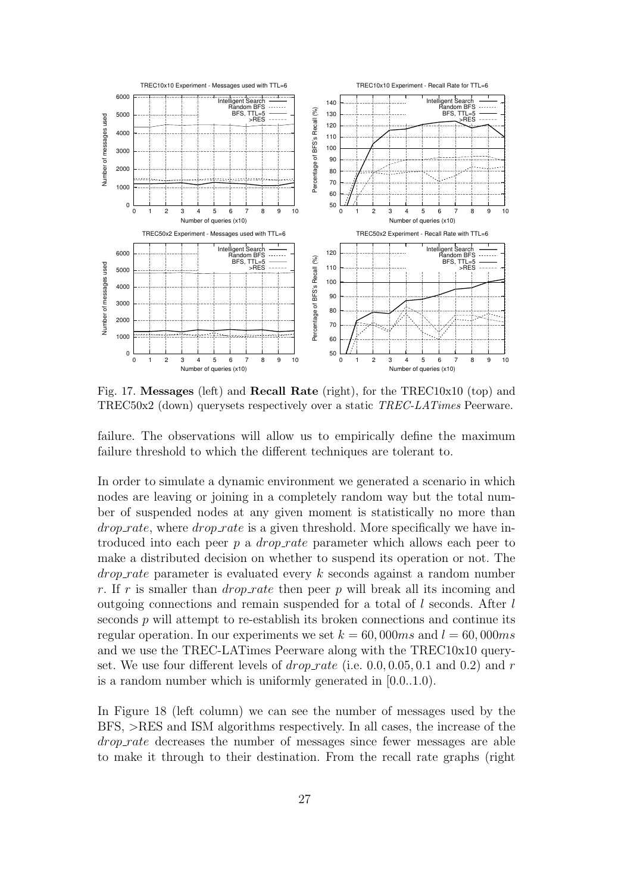Fig. 17. **Messages** (left) and **Recall Rate** (right), for the TREC10x10 (top) and TREC50x2 (down) querysets respectively over a static *TREC-LATimes* Peerware.

failure. The observations will allow us to empirically define the maximum failure threshold to which the different techniques are tolerant to.

In order to simulate a dynamic environment we generated a scenario in which nodes are leaving or joining in a completely random way but the total number of suspended nodes at any given moment is statistically no more than *drop_rate*, where *drop_rate* is a given threshold. More specifically we have introduced into each peer $p$ a *drop_rate* parameter which allows each peer to make a distributed decision on whether to suspend its operation or not. The *drop_rate* parameter is evaluated every $k$ seconds against a random number $r$. If $r$ is smaller than *drop_rate* then peer $p$ will break all its incoming and outgoing connections and remain suspended for a total of $l$ seconds. After $l$ seconds $p$ will attempt to re-establish its broken connections and continue its regular operation. In our experiments we set $k = 60,000ms$ and $l = 60,000ms$ and we use the TREC-LATimes Peerware along with the TREC10x10 queryset. We use four different levels of *drop_rate* (i.e. $0.0, 0.05, 0.1$ and $0.2$) and $r$ is a random number which is uniformly generated in $[0.0..1.0)$.

In Figure 18 (left column) we can see the number of messages used by the BFS, >RES and ISM algorithms respectively. In all cases, the increase of the *drop_rate* decreases the number of messages since fewer messages are able to make it through to their destination. From the recall rate graphs (right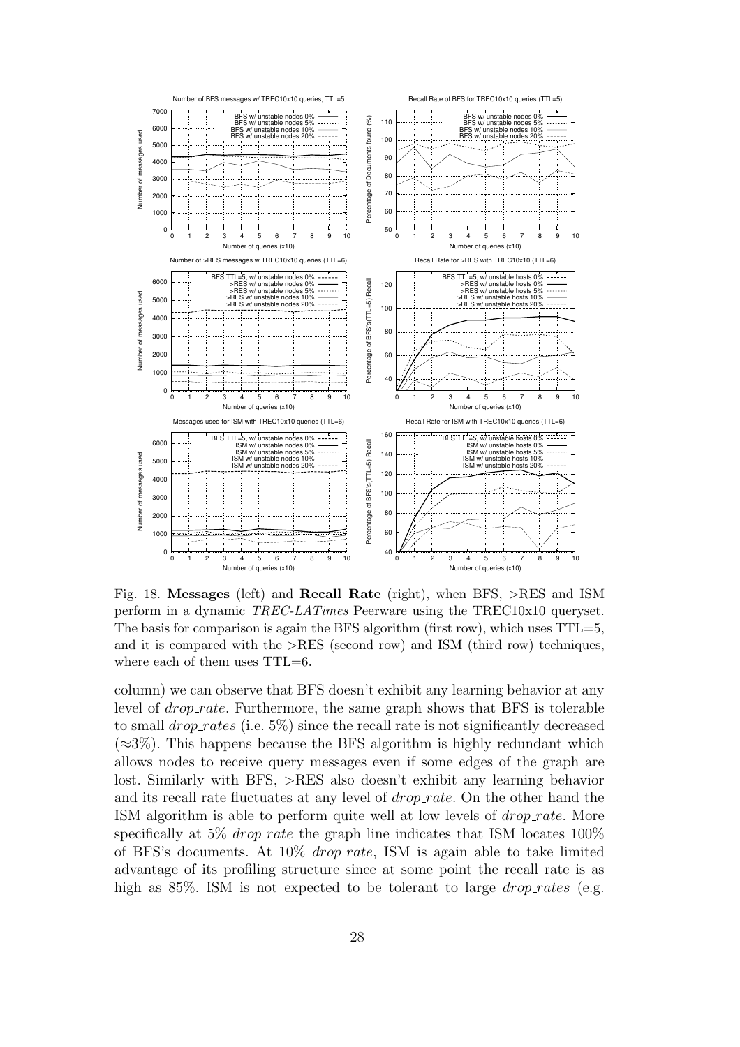Fig. 18. **Messages** (left) and **Recall Rate** (right), when BFS, >RES and ISM perform in a dynamic *TREC-LATimes* Peerware using the TREC10x10 queryset. The basis for comparison is again the BFS algorithm (first row), which uses TTL=5, and it is compared with the >RES (second row) and ISM (third row) techniques, where each of them uses TTL=6.

column) we can observe that BFS doesn't exhibit any learning behavior at any level of *drop_rate*. Furthermore, the same graph shows that BFS is tolerable to small *drop_rates* (i.e. 5%) since the recall rate is not significantly decreased (≈3%). This happens because the BFS algorithm is highly redundant which allows nodes to receive query messages even if some edges of the graph are lost. Similarly with BFS, >RES also doesn't exhibit any learning behavior and its recall rate fluctuates at any level of *drop_rate*. On the other hand the ISM algorithm is able to perform quite well at low levels of *drop_rate*. More specifically at 5% *drop_rate* the graph line indicates that ISM locates 100% of BFS's documents. At 10% *drop_rate*, ISM is again able to take limited advantage of its profiling structure since at some point the recall rate is as high as 85%. ISM is not expected to be tolerant to large *drop_rates* (e.g.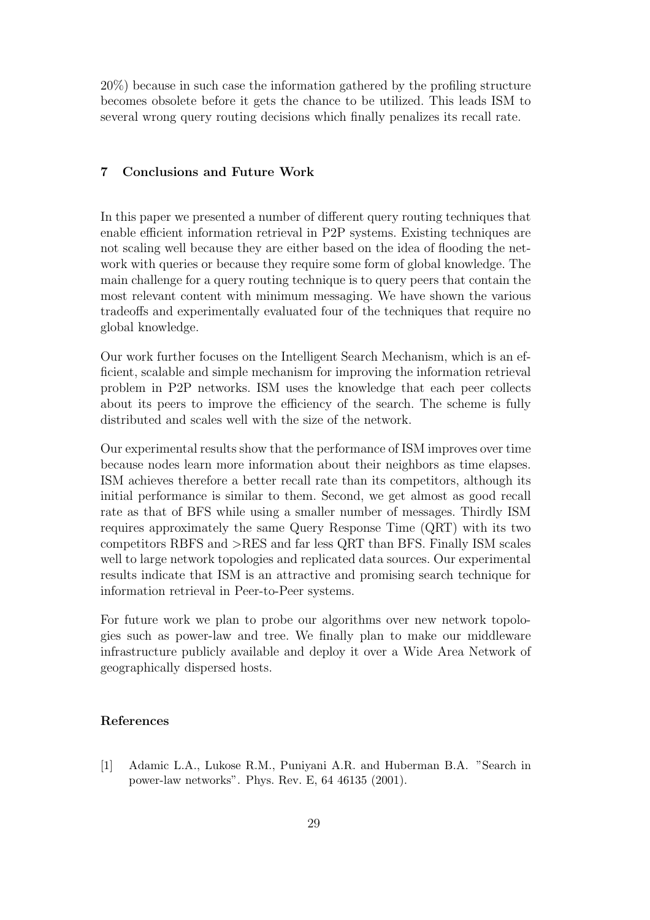20%) because in such case the information gathered by the profiling structure becomes obsolete before it gets the chance to be utilized. This leads ISM to several wrong query routing decisions which finally penalizes its recall rate.

## 7 Conclusions and Future Work

In this paper we presented a number of different query routing techniques that enable efficient information retrieval in P2P systems. Existing techniques are not scaling well because they are either based on the idea of flooding the network with queries or because they require some form of global knowledge. The main challenge for a query routing technique is to query peers that contain the most relevant content with minimum messaging. We have shown the various tradeoffs and experimentally evaluated four of the techniques that require no global knowledge.

Our work further focuses on the Intelligent Search Mechanism, which is an efficient, scalable and simple mechanism for improving the information retrieval problem in P2P networks. ISM uses the knowledge that each peer collects about its peers to improve the efficiency of the search. The scheme is fully distributed and scales well with the size of the network.

Our experimental results show that the performance of ISM improves over time because nodes learn more information about their neighbors as time elapses. ISM achieves therefore a better recall rate than its competitors, although its initial performance is similar to them. Second, we get almost as good recall rate as that of BFS while using a smaller number of messages. Thirdly ISM requires approximately the same Query Response Time (QRT) with its two competitors RBFS and >RES and far less QRT than BFS. Finally ISM scales well to large network topologies and replicated data sources. Our experimental results indicate that ISM is an attractive and promising search technique for information retrieval in Peer-to-Peer systems.

For future work we plan to probe our algorithms over new network topologies such as power-law and tree. We finally plan to make our middleware infrastructure publicly available and deploy it over a Wide Area Network of geographically dispersed hosts.

## References

[1] Adamic L.A., Lukose R.M., Puniyani A.R. and Huberman B.A. "Search in power-law networks". Phys. Rev. E, 64 46135 (2001).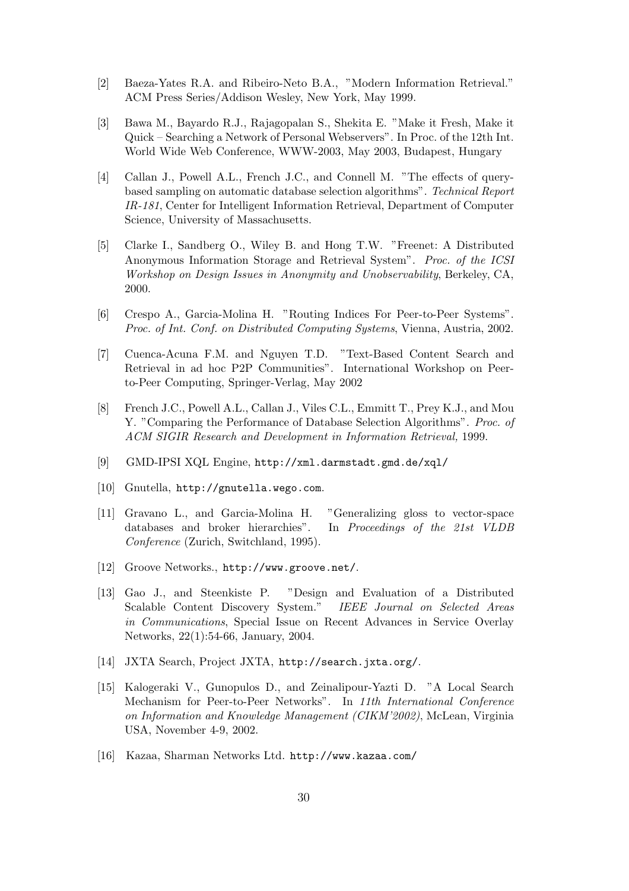[2] Baeza-Yates R.A. and Ribeiro-Neto B.A., "Modern Information Retrieval." ACM Press Series/Addison Wesley, New York, May 1999.

[3] Bawa M., Bayardo R.J., Rajagopalan S., Shekita E. "Make it Fresh, Make it Quick – Searching a Network of Personal Webservers". In Proc. of the 12th Int. World Wide Web Conference, WWW-2003, May 2003, Budapest, Hungary

[4] Callan J., Powell A.L., French J.C., and Connell M. "The effects of query-based sampling on automatic database selection algorithms". *Technical Report IR-181*, Center for Intelligent Information Retrieval, Department of Computer Science, University of Massachusetts.

[5] Clarke I., Sandberg O., Wiley B. and Hong T.W. "Freenet: A Distributed Anonymous Information Storage and Retrieval System". *Proc. of the ICSI Workshop on Design Issues in Anonymity and Unobservability*, Berkeley, CA, 2000.

[6] Crespo A., Garcia-Molina H. "Routing Indices For Peer-to-Peer Systems". *Proc. of Int. Conf. on Distributed Computing Systems*, Vienna, Austria, 2002.

[7] Cuenca-Acuna F.M. and Nguyen T.D. "Text-Based Content Search and Retrieval in ad hoc P2P Communities". International Workshop on Peer-to-Peer Computing, Springer-Verlag, May 2002

[8] French J.C., Powell A.L., Callan J., Viles C.L., Emmitt T., Prey K.J., and Mou Y. "Comparing the Performance of Database Selection Algorithms". *Proc. of ACM SIGIR Research and Development in Information Retrieval,* 1999.

[9] GMD-IPSI XQL Engine, `http://xml.darmstadt.gmd.de/xql/`

[10] Gnutella, `http://gnutella.wego.com`.

[11] Gravano L., and Garcia-Molina H. "Generalizing gloss to vector-space databases and broker hierarchies". In *Proceedings of the 21st VLDB Conference* (Zurich, Switchland, 1995).

[12] Groove Networks., `http://www.groove.net/`.

[13] Gao J., and Steenkiste P. "Design and Evaluation of a Distributed Scalable Content Discovery System." *IEEE Journal on Selected Areas in Communications*, Special Issue on Recent Advances in Service Overlay Networks, 22(1):54-66, January, 2004.

[14] JXTA Search, Project JXTA, `http://search.jxta.org/`.

[15] Kalogeraki V., Gunopulos D., and Zeinalipour-Yazti D. "A Local Search Mechanism for Peer-to-Peer Networks". In *11th International Conference on Information and Knowledge Management (CIKM'2002)*, McLean, Virginia USA, November 4-9, 2002.

[16] Kazaa, Sharman Networks Ltd. `http://www.kazaa.com/`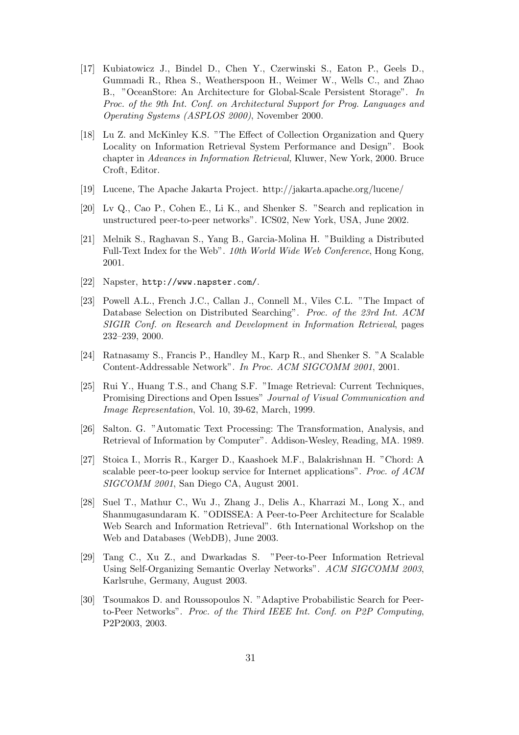[17] Kubiatowicz J., Bindel D., Chen Y., Czerwinski S., Eaton P., Geels D., Gummadi R., Rhea S., Weatherspoon H., Weimer W., Wells C., and Zhao B., "OceanStore: An Architecture for Global-Scale Persistent Storage". *In Proc. of the 9th Int. Conf. on Architectural Support for Prog. Languages and Operating Systems (ASPLOS 2000)*, November 2000.

[18] Lu Z. and McKinley K.S. "The Effect of Collection Organization and Query Locality on Information Retrieval System Performance and Design". Book chapter in *Advances in Information Retrieval,* Kluwer, New York, 2000. Bruce Croft, Editor.

[19] Lucene, The Apache Jakarta Project. http://jakarta.apache.org/lucene/

[20] Lv Q., Cao P., Cohen E., Li K., and Shenker S. "Search and replication in unstructured peer-to-peer networks". ICS02, New York, USA, June 2002.

[21] Melnik S., Raghavan S., Yang B., Garcia-Molina H. "Building a Distributed Full-Text Index for the Web". *10th World Wide Web Conference*, Hong Kong, 2001.

[22] Napster, `http://www.napster.com/`.

[23] Powell A.L., French J.C., Callan J., Connell M., Viles C.L. "The Impact of Database Selection on Distributed Searching". *Proc. of the 23rd Int. ACM SIGIR Conf. on Research and Development in Information Retrieval*, pages 232–239, 2000.

[24] Ratnasamy S., Francis P., Handley M., Karp R., and Shenker S. "A Scalable Content-Addressable Network". *In Proc. ACM SIGCOMM 2001*, 2001.

[25] Rui Y., Huang T.S., and Chang S.F. "Image Retrieval: Current Techniques, Promising Directions and Open Issues" *Journal of Visual Communication and Image Representation*, Vol. 10, 39-62, March, 1999.

[26] Salton. G. "Automatic Text Processing: The Transformation, Analysis, and Retrieval of Information by Computer". Addison-Wesley, Reading, MA. 1989.

[27] Stoica I., Morris R., Karger D., Kaashoek M.F., Balakrishnan H. "Chord: A scalable peer-to-peer lookup service for Internet applications". *Proc. of ACM SIGCOMM 2001*, San Diego CA, August 2001.

[28] Suel T., Mathur C., Wu J., Zhang J., Delis A., Kharrazi M., Long X., and Shanmugasundaram K. "ODISSEA: A Peer-to-Peer Architecture for Scalable Web Search and Information Retrieval". 6th International Workshop on the Web and Databases (WebDB), June 2003.

[29] Tang C., Xu Z., and Dwarkadas S. "Peer-to-Peer Information Retrieval Using Self-Organizing Semantic Overlay Networks". *ACM SIGCOMM 2003*, Karlsruhe, Germany, August 2003.

[30] Tsoumakos D. and Roussopoulos N. "Adaptive Probabilistic Search for Peer-to-Peer Networks". *Proc. of the Third IEEE Int. Conf. on P2P Computing*, P2P2003, 2003.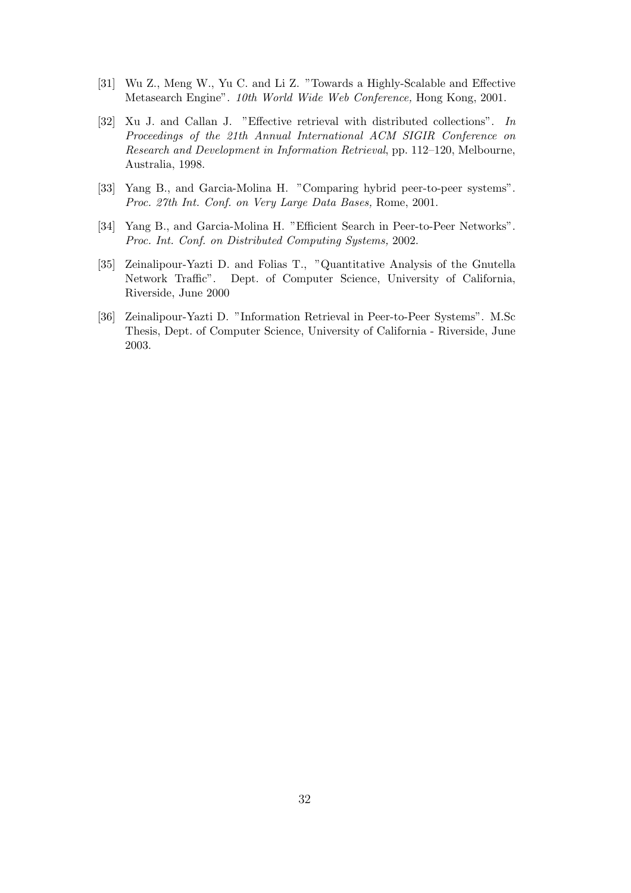[31] Wu Z., Meng W., Yu C. and Li Z. "Towards a Highly-Scalable and Effective Metasearch Engine". *10th World Wide Web Conference,* Hong Kong, 2001.

[32] Xu J. and Callan J. "Effective retrieval with distributed collections". *In Proceedings of the 21th Annual International ACM SIGIR Conference on Research and Development in Information Retrieval*, pp. 112–120, Melbourne, Australia, 1998.

[33] Yang B., and Garcia-Molina H. "Comparing hybrid peer-to-peer systems". *Proc. 27th Int. Conf. on Very Large Data Bases,* Rome, 2001.

[34] Yang B., and Garcia-Molina H. "Efficient Search in Peer-to-Peer Networks". *Proc. Int. Conf. on Distributed Computing Systems,* 2002.

[35] Zeinalipour-Yazti D. and Folias T., "Quantitative Analysis of the Gnutella Network Traffic". Dept. of Computer Science, University of California, Riverside, June 2000

[36] Zeinalipour-Yazti D. "Information Retrieval in Peer-to-Peer Systems". M.Sc Thesis, Dept. of Computer Science, University of California - Riverside, June 2003.